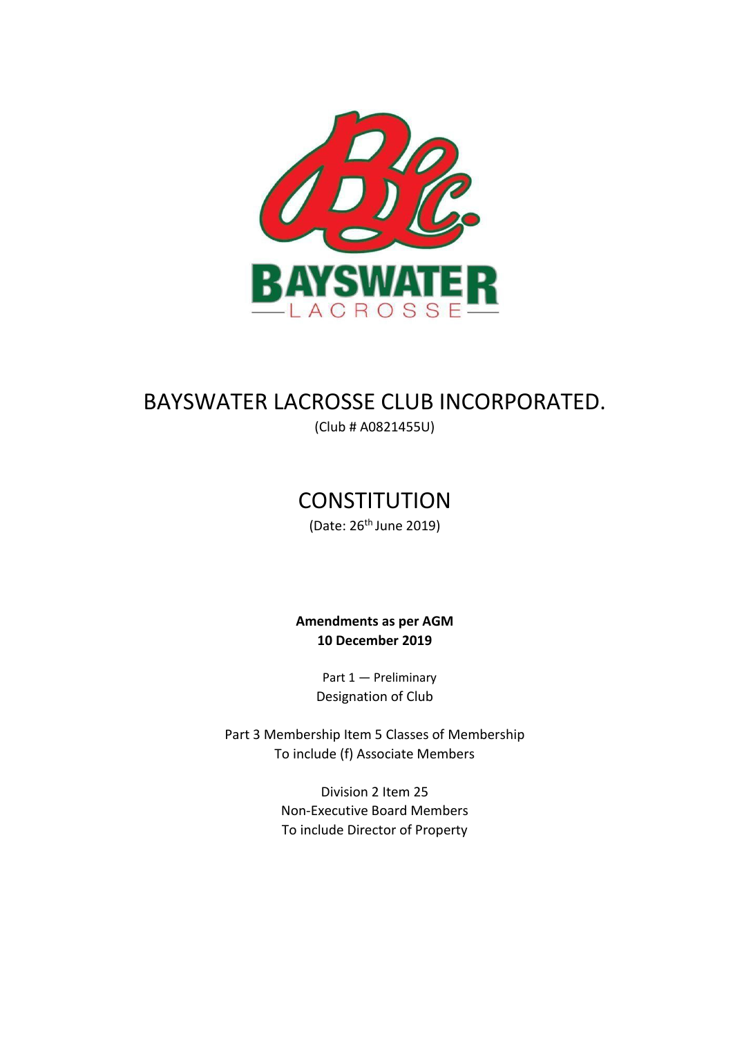# BAYSWATER LACROSSE CLUB INCORPORATED.

(Club # A0821455U)

## CONSTITUTION

(Date: 26th June 2019)

**Amendments as per AGM**
**10 December 2019**

Part 1 — Preliminary
Designation of Club

Part 3 Membership Item 5 Classes of Membership
To include (f) Associate Members

Division 2 Item 25
Non-Executive Board Members
To include Director of Property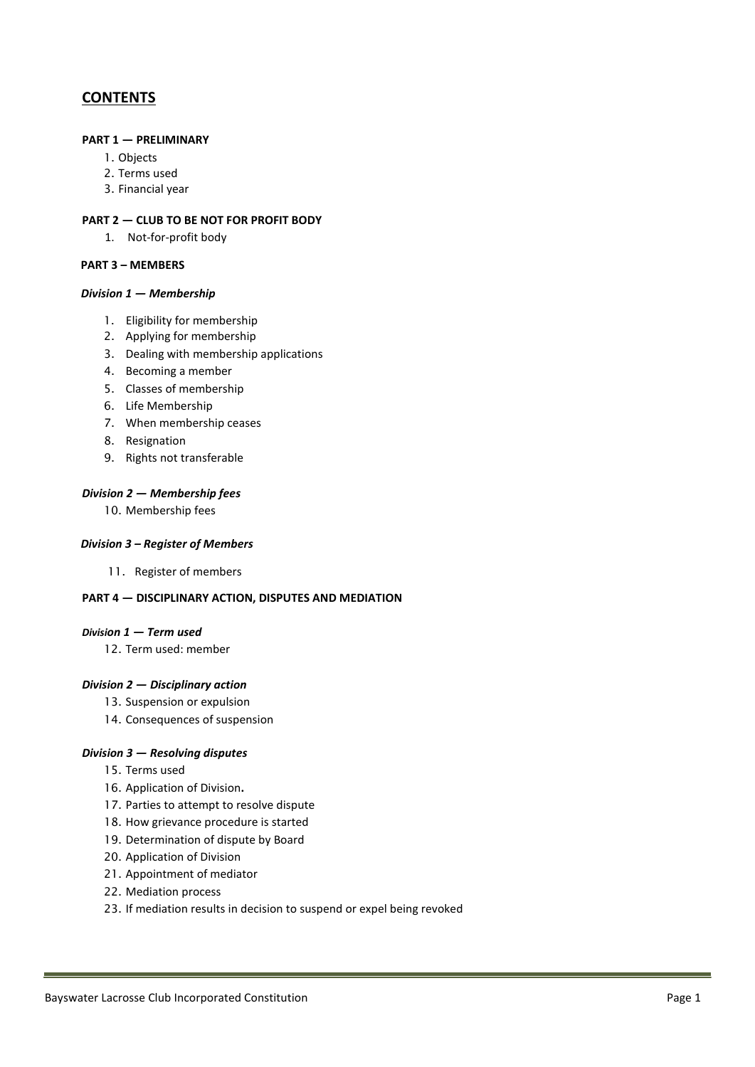# CONTENTS

**PART 1 — PRELIMINARY**

1. Objects
2. Terms used
3. Financial year

**PART 2 — CLUB TO BE NOT FOR PROFIT BODY**

1. Not-for-profit body

**PART 3 – MEMBERS**

***Division 1 — Membership***

1. Eligibility for membership
2. Applying for membership
3. Dealing with membership applications
4. Becoming a member
5. Classes of membership
6. Life Membership
7. When membership ceases
8. Resignation
9. Rights not transferable

***Division 2 — Membership fees***

10. Membership fees

***Division 3 – Register of Members***

11. Register of members

**PART 4 — DISCIPLINARY ACTION, DISPUTES AND MEDIATION**

***Division 1 — Term used***

12. Term used: member

***Division 2 — Disciplinary action***

13. Suspension or expulsion
14. Consequences of suspension

***Division 3 — Resolving disputes***

15. Terms used
16. Application of Division**.**
17. Parties to attempt to resolve dispute
18. How grievance procedure is started
19. Determination of dispute by Board
20. Application of Division
21. Appointment of mediator
22. Mediation process
23. If mediation results in decision to suspend or expel being revoked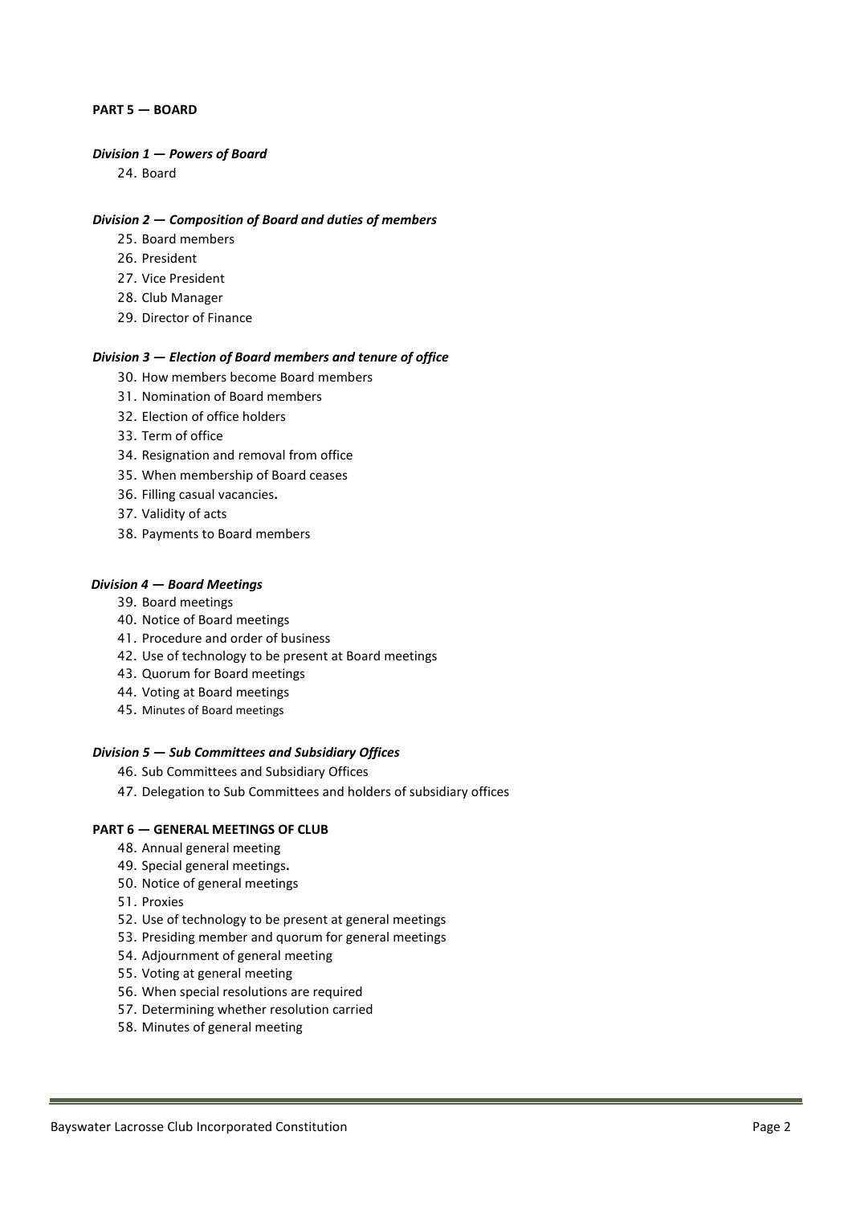**PART 5 — BOARD**

***Division 1 — Powers of Board***

24. Board

***Division 2 — Composition of Board and duties of members***

25. Board members
26. President
27. Vice President
28. Club Manager
29. Director of Finance

***Division 3 — Election of Board members and tenure of office***

30. How members become Board members
31. Nomination of Board members
32. Election of office holders
33. Term of office
34. Resignation and removal from office
35. When membership of Board ceases
36. Filling casual vacancies**.**
37. Validity of acts
38. Payments to Board members

***Division 4 — Board Meetings***

39. Board meetings
40. Notice of Board meetings
41. Procedure and order of business
42. Use of technology to be present at Board meetings
43. Quorum for Board meetings
44. Voting at Board meetings
45. Minutes of Board meetings

***Division 5 — Sub Committees and Subsidiary Offices***

46. Sub Committees and Subsidiary Offices
47. Delegation to Sub Committees and holders of subsidiary offices

**PART 6 — GENERAL MEETINGS OF CLUB**

48. Annual general meeting
49. Special general meetings**.**
50. Notice of general meetings
51. Proxies
52. Use of technology to be present at general meetings
53. Presiding member and quorum for general meetings
54. Adjournment of general meeting
55. Voting at general meeting
56. When special resolutions are required
57. Determining whether resolution carried
58. Minutes of general meeting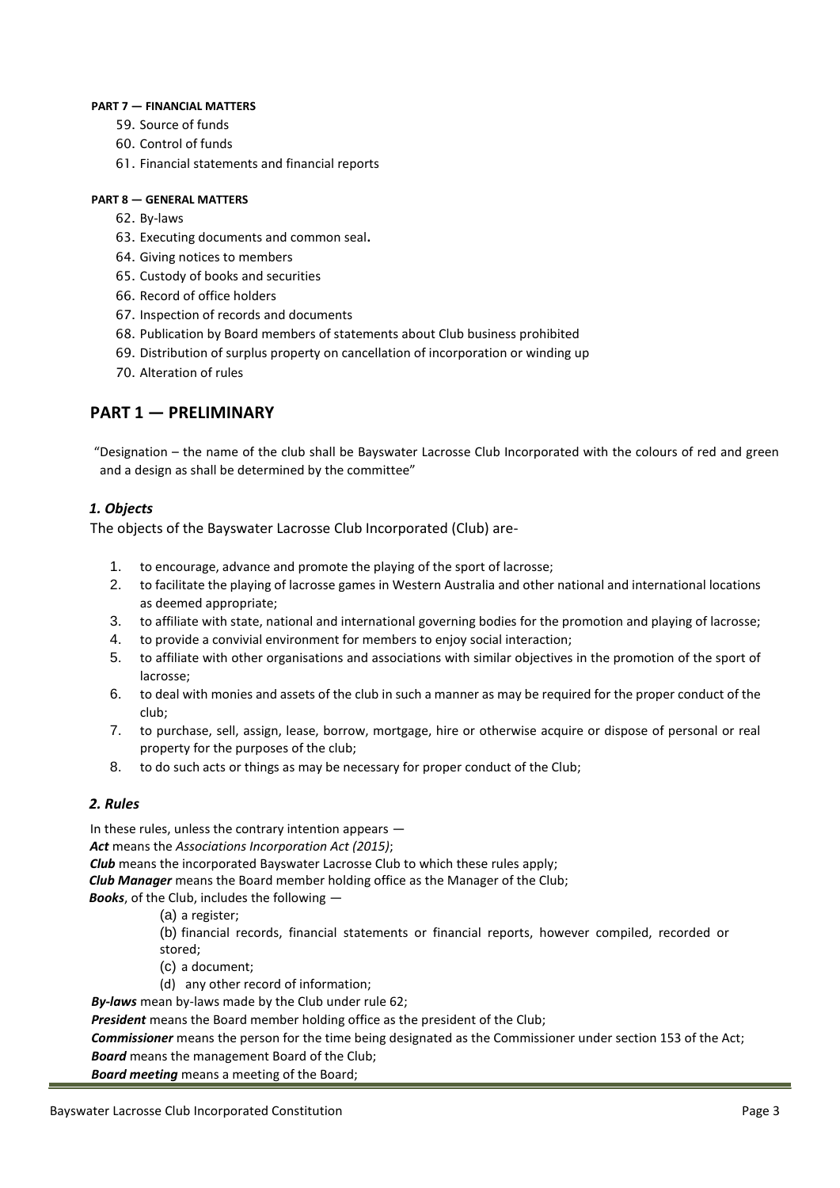**PART 7 — FINANCIAL MATTERS**

59. Source of funds
60. Control of funds
61. Financial statements and financial reports

**PART 8 — GENERAL MATTERS**

62. By-laws
63. Executing documents and common seal**.**
64. Giving notices to members
65. Custody of books and securities
66. Record of office holders
67. Inspection of records and documents
68. Publication by Board members of statements about Club business prohibited
69. Distribution of surplus property on cancellation of incorporation or winding up
70. Alteration of rules

## PART 1 — PRELIMINARY

"Designation – the name of the club shall be Bayswater Lacrosse Club Incorporated with the colours of red and green and a design as shall be determined by the committee"

### *1. Objects*

The objects of the Bayswater Lacrosse Club Incorporated (Club) are-

1. to encourage, advance and promote the playing of the sport of lacrosse;
2. to facilitate the playing of lacrosse games in Western Australia and other national and international locations as deemed appropriate;
3. to affiliate with state, national and international governing bodies for the promotion and playing of lacrosse;
4. to provide a convivial environment for members to enjoy social interaction;
5. to affiliate with other organisations and associations with similar objectives in the promotion of the sport of lacrosse;
6. to deal with monies and assets of the club in such a manner as may be required for the proper conduct of the club;
7. to purchase, sell, assign, lease, borrow, mortgage, hire or otherwise acquire or dispose of personal or real property for the purposes of the club;
8. to do such acts or things as may be necessary for proper conduct of the Club;

### *2. Rules*

In these rules, unless the contrary intention appears —

***Act*** means the *Associations Incorporation Act (2015)*;

***Club*** means the incorporated Bayswater Lacrosse Club to which these rules apply;

***Club Manager*** means the Board member holding office as the Manager of the Club;

***Books***, of the Club, includes the following —

(a) a register;

(b) financial records, financial statements or financial reports, however compiled, recorded or stored;

(c) a document;

(d) any other record of information;

***By-laws*** mean by-laws made by the Club under rule 62;

***President*** means the Board member holding office as the president of the Club;

***Commissioner*** means the person for the time being designated as the Commissioner under section 153 of the Act;

***Board*** means the management Board of the Club;

***Board meeting*** means a meeting of the Board;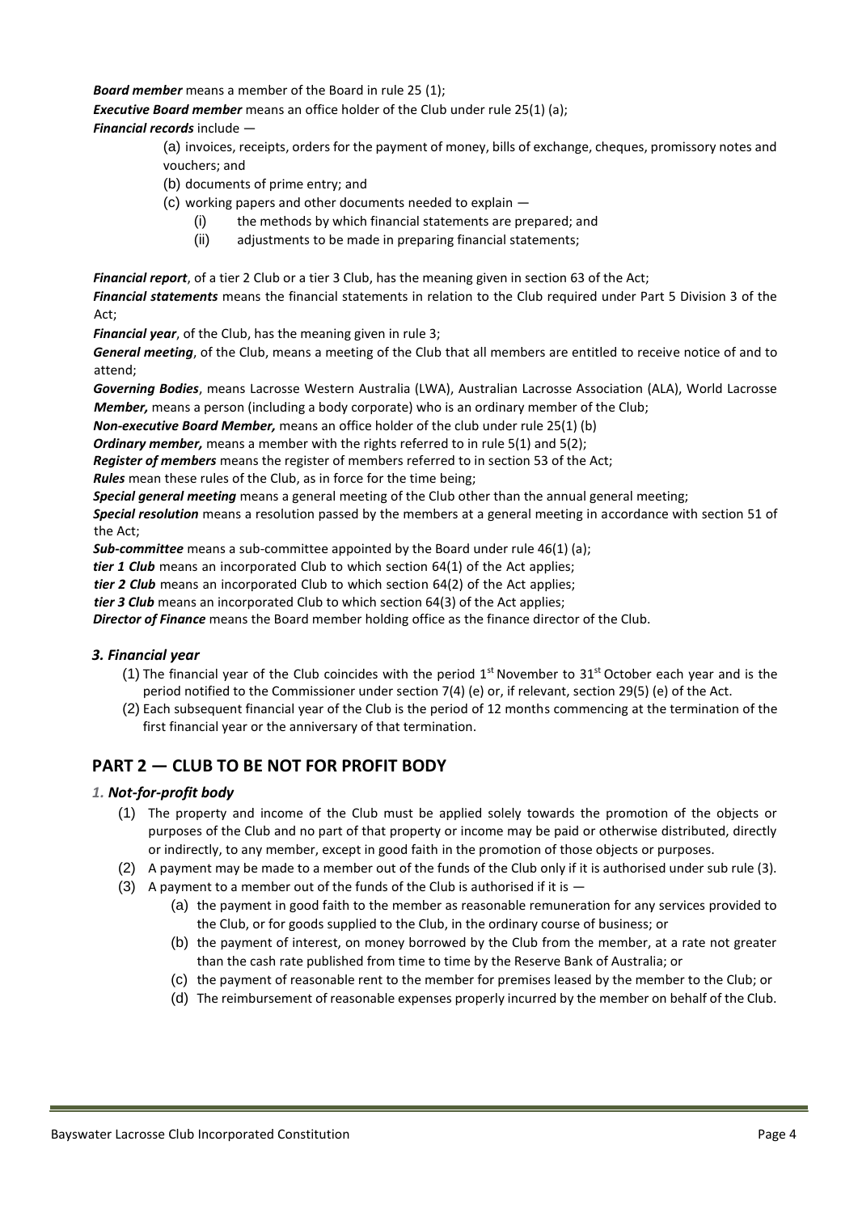***Board member*** means a member of the Board in rule 25 (1);

***Executive Board member*** means an office holder of the Club under rule 25(1) (a);

***Financial records*** include —

(a) invoices, receipts, orders for the payment of money, bills of exchange, cheques, promissory notes and vouchers; and

(b) documents of prime entry; and

(c) working papers and other documents needed to explain —

(i) the methods by which financial statements are prepared; and

(ii) adjustments to be made in preparing financial statements;

***Financial report***, of a tier 2 Club or a tier 3 Club, has the meaning given in section 63 of the Act;

***Financial statements*** means the financial statements in relation to the Club required under Part 5 Division 3 of the Act;

***Financial year***, of the Club, has the meaning given in rule 3;

***General meeting***, of the Club, means a meeting of the Club that all members are entitled to receive notice of and to attend;

***Governing Bodies***, means Lacrosse Western Australia (LWA), Australian Lacrosse Association (ALA), World Lacrosse

***Member,*** means a person (including a body corporate) who is an ordinary member of the Club;

***Non-executive Board Member,*** means an office holder of the club under rule 25(1) (b)

***Ordinary member,*** means a member with the rights referred to in rule 5(1) and 5(2);

***Register of members*** means the register of members referred to in section 53 of the Act;

***Rules*** mean these rules of the Club, as in force for the time being;

***Special general meeting*** means a general meeting of the Club other than the annual general meeting;

***Special resolution*** means a resolution passed by the members at a general meeting in accordance with section 51 of the Act;

***Sub-committee*** means a sub-committee appointed by the Board under rule 46(1) (a);

***tier 1 Club*** means an incorporated Club to which section 64(1) of the Act applies;

***tier 2 Club*** means an incorporated Club to which section 64(2) of the Act applies;

***tier 3 Club*** means an incorporated Club to which section 64(3) of the Act applies;

***Director of Finance*** means the Board member holding office as the finance director of the Club.

### *3. Financial year*

(1) The financial year of the Club coincides with the period 1st November to 31st October each year and is the period notified to the Commissioner under section 7(4) (e) or, if relevant, section 29(5) (e) of the Act.

(2) Each subsequent financial year of the Club is the period of 12 months commencing at the termination of the first financial year or the anniversary of that termination.

## PART 2 — CLUB TO BE NOT FOR PROFIT BODY

### *1. Not-for-profit body*

(1) The property and income of the Club must be applied solely towards the promotion of the objects or purposes of the Club and no part of that property or income may be paid or otherwise distributed, directly or indirectly, to any member, except in good faith in the promotion of those objects or purposes.

(2) A payment may be made to a member out of the funds of the Club only if it is authorised under sub rule (3).

(3) A payment to a member out of the funds of the Club is authorised if it is —

(a) the payment in good faith to the member as reasonable remuneration for any services provided to the Club, or for goods supplied to the Club, in the ordinary course of business; or

(b) the payment of interest, on money borrowed by the Club from the member, at a rate not greater than the cash rate published from time to time by the Reserve Bank of Australia; or

(c) the payment of reasonable rent to the member for premises leased by the member to the Club; or

(d) The reimbursement of reasonable expenses properly incurred by the member on behalf of the Club.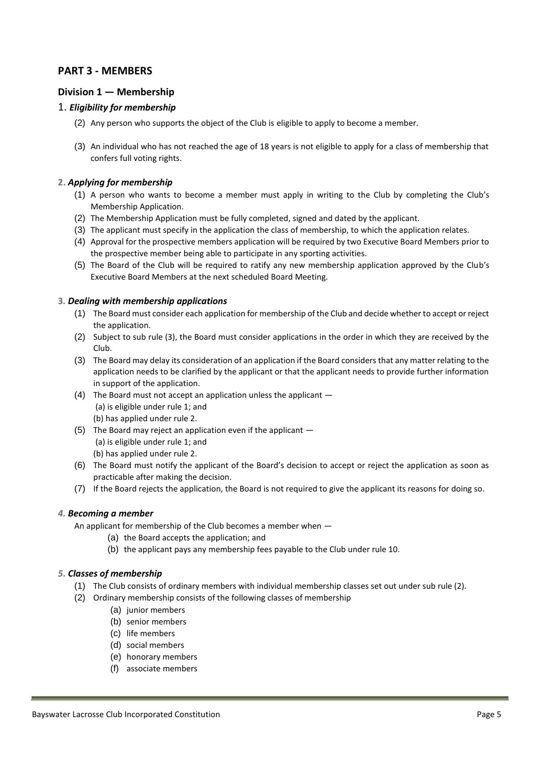## PART 3 - MEMBERS

### Division 1 — Membership

#### 1. *Eligibility for membership*

(2) Any person who supports the object of the Club is eligible to apply to become a member.

(3) An individual who has not reached the age of 18 years is not eligible to apply for a class of membership that confers full voting rights.

#### 2. *Applying for membership*

(1) A person who wants to become a member must apply in writing to the Club by completing the Club's Membership Application.

(2) The Membership Application must be fully completed, signed and dated by the applicant.

(3) The applicant must specify in the application the class of membership, to which the application relates.

(4) Approval for the prospective members application will be required by two Executive Board Members prior to the prospective member being able to participate in any sporting activities.

(5) The Board of the Club will be required to ratify any new membership application approved by the Club's Executive Board Members at the next scheduled Board Meeting.

#### 3. *Dealing with membership applications*

(1) The Board must consider each application for membership of the Club and decide whether to accept or reject the application.

(2) Subject to sub rule (3), the Board must consider applications in the order in which they are received by the Club.

(3) The Board may delay its consideration of an application if the Board considers that any matter relating to the application needs to be clarified by the applicant or that the applicant needs to provide further information in support of the application.

(4) The Board must not accept an application unless the applicant —
 (a) is eligible under rule 1; and
 (b) has applied under rule 2.

(5) The Board may reject an application even if the applicant —
 (a) is eligible under rule 1; and
 (b) has applied under rule 2.

(6) The Board must notify the applicant of the Board's decision to accept or reject the application as soon as practicable after making the decision.

(7) If the Board rejects the application, the Board is not required to give the applicant its reasons for doing so.

#### 4. *Becoming a member*

An applicant for membership of the Club becomes a member when —

(a) the Board accepts the application; and
(b) the applicant pays any membership fees payable to the Club under rule 10.

#### 5. *Classes of membership*

(1) The Club consists of ordinary members with individual membership classes set out under sub rule (2).

(2) Ordinary membership consists of the following classes of membership

(a) junior members
(b) senior members
(c) life members
(d) social members
(e) honorary members
(f) associate members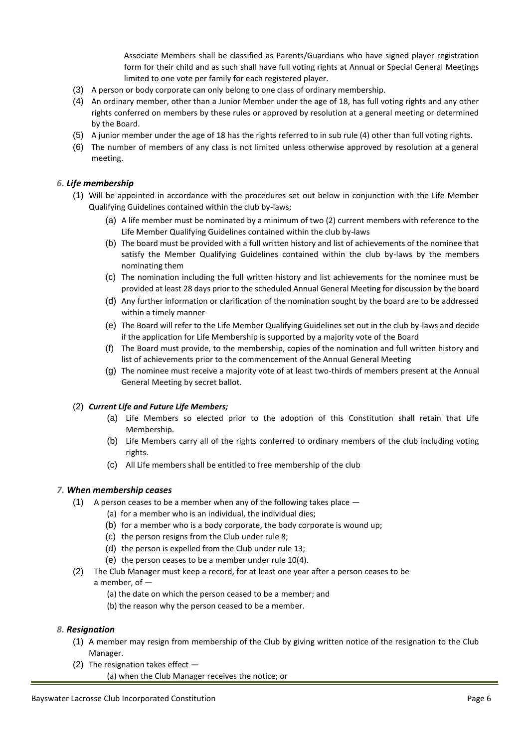Associate Members shall be classified as Parents/Guardians who have signed player registration form for their child and as such shall have full voting rights at Annual or Special General Meetings limited to one vote per family for each registered player.

(3) A person or body corporate can only belong to one class of ordinary membership.

(4) An ordinary member, other than a Junior Member under the age of 18, has full voting rights and any other rights conferred on members by these rules or approved by resolution at a general meeting or determined by the Board.

(5) A junior member under the age of 18 has the rights referred to in sub rule (4) other than full voting rights.

(6) The number of members of any class is not limited unless otherwise approved by resolution at a general meeting.

### *6. Life membership*

(1) Will be appointed in accordance with the procedures set out below in conjunction with the Life Member Qualifying Guidelines contained within the club by-laws;

- (a) A life member must be nominated by a minimum of two (2) current members with reference to the Life Member Qualifying Guidelines contained within the club by-laws
- (b) The board must be provided with a full written history and list of achievements of the nominee that satisfy the Member Qualifying Guidelines contained within the club by-laws by the members nominating them
- (c) The nomination including the full written history and list achievements for the nominee must be provided at least 28 days prior to the scheduled Annual General Meeting for discussion by the board
- (d) Any further information or clarification of the nomination sought by the board are to be addressed within a timely manner
- (e) The Board will refer to the Life Member Qualifying Guidelines set out in the club by-laws and decide if the application for Life Membership is supported by a majority vote of the Board
- (f) The Board must provide, to the membership, copies of the nomination and full written history and list of achievements prior to the commencement of the Annual General Meeting
- (g) The nominee must receive a majority vote of at least two-thirds of members present at the Annual General Meeting by secret ballot.

(2) ***Current Life and Future Life Members;***

- (a) Life Members so elected prior to the adoption of this Constitution shall retain that Life Membership.
- (b) Life Members carry all of the rights conferred to ordinary members of the club including voting rights.
- (c) All Life members shall be entitled to free membership of the club

### *7. When membership ceases*

(1) A person ceases to be a member when any of the following takes place —

- (a) for a member who is an individual, the individual dies;
- (b) for a member who is a body corporate, the body corporate is wound up;
- (c) the person resigns from the Club under rule 8;
- (d) the person is expelled from the Club under rule 13;
- (e) the person ceases to be a member under rule 10(4).

(2) The Club Manager must keep a record, for at least one year after a person ceases to be a member, of —

- (a) the date on which the person ceased to be a member; and
- (b) the reason why the person ceased to be a member.

### *8. Resignation*

(1) A member may resign from membership of the Club by giving written notice of the resignation to the Club Manager.

(2) The resignation takes effect —

- (a) when the Club Manager receives the notice; or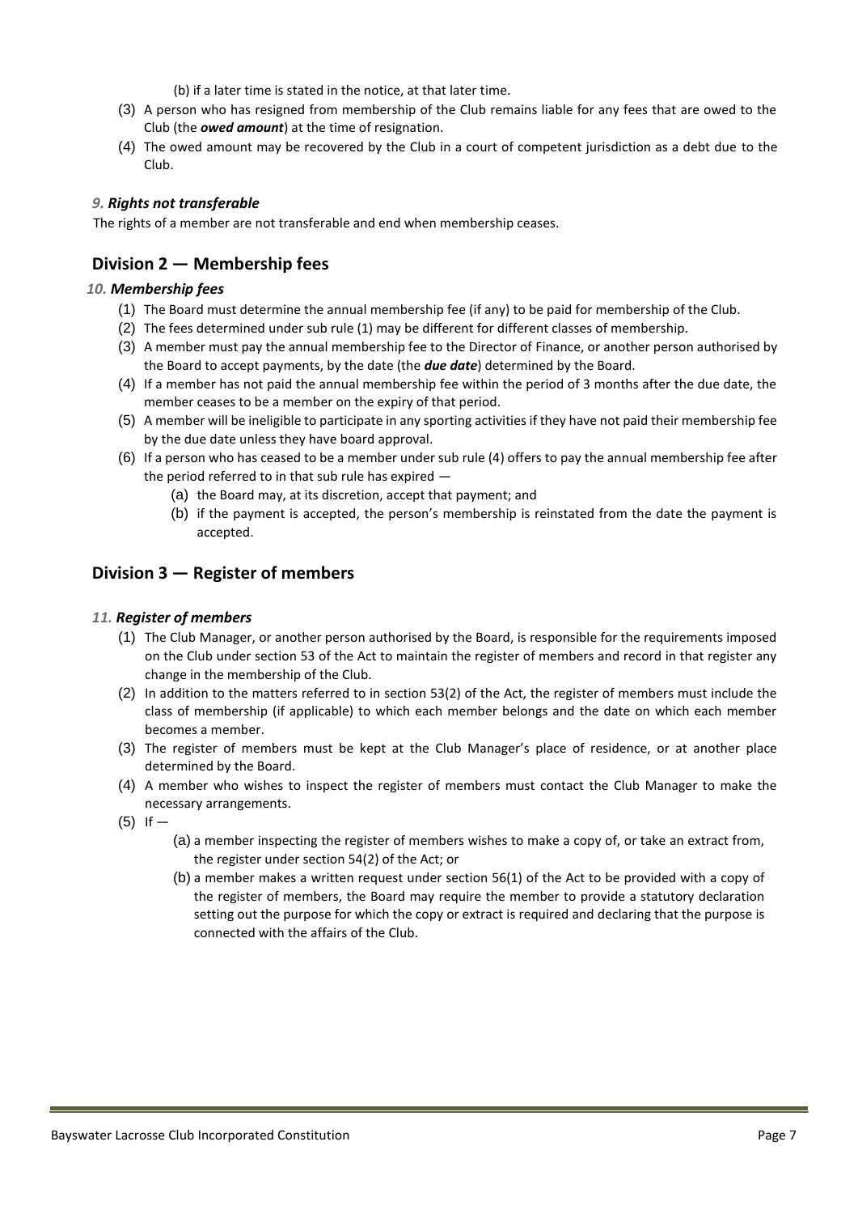(b) if a later time is stated in the notice, at that later time.

(3) A person who has resigned from membership of the Club remains liable for any fees that are owed to the Club (the ***owed amount***) at the time of resignation.

(4) The owed amount may be recovered by the Club in a court of competent jurisdiction as a debt due to the Club.

### *9. Rights not transferable*

The rights of a member are not transferable and end when membership ceases.

## Division 2 — Membership fees

### *10. Membership fees*

(1) The Board must determine the annual membership fee (if any) to be paid for membership of the Club.

(2) The fees determined under sub rule (1) may be different for different classes of membership.

(3) A member must pay the annual membership fee to the Director of Finance, or another person authorised by the Board to accept payments, by the date (the ***due date***) determined by the Board.

(4) If a member has not paid the annual membership fee within the period of 3 months after the due date, the member ceases to be a member on the expiry of that period.

(5) A member will be ineligible to participate in any sporting activities if they have not paid their membership fee by the due date unless they have board approval.

(6) If a person who has ceased to be a member under sub rule (4) offers to pay the annual membership fee after the period referred to in that sub rule has expired —

  (a) the Board may, at its discretion, accept that payment; and

  (b) if the payment is accepted, the person's membership is reinstated from the date the payment is accepted.

## Division 3 — Register of members

### *11. Register of members*

(1) The Club Manager, or another person authorised by the Board, is responsible for the requirements imposed on the Club under section 53 of the Act to maintain the register of members and record in that register any change in the membership of the Club.

(2) In addition to the matters referred to in section 53(2) of the Act, the register of members must include the class of membership (if applicable) to which each member belongs and the date on which each member becomes a member.

(3) The register of members must be kept at the Club Manager's place of residence, or at another place determined by the Board.

(4) A member who wishes to inspect the register of members must contact the Club Manager to make the necessary arrangements.

(5) If —

  (a) a member inspecting the register of members wishes to make a copy of, or take an extract from, the register under section 54(2) of the Act; or

  (b) a member makes a written request under section 56(1) of the Act to be provided with a copy of the register of members, the Board may require the member to provide a statutory declaration setting out the purpose for which the copy or extract is required and declaring that the purpose is connected with the affairs of the Club.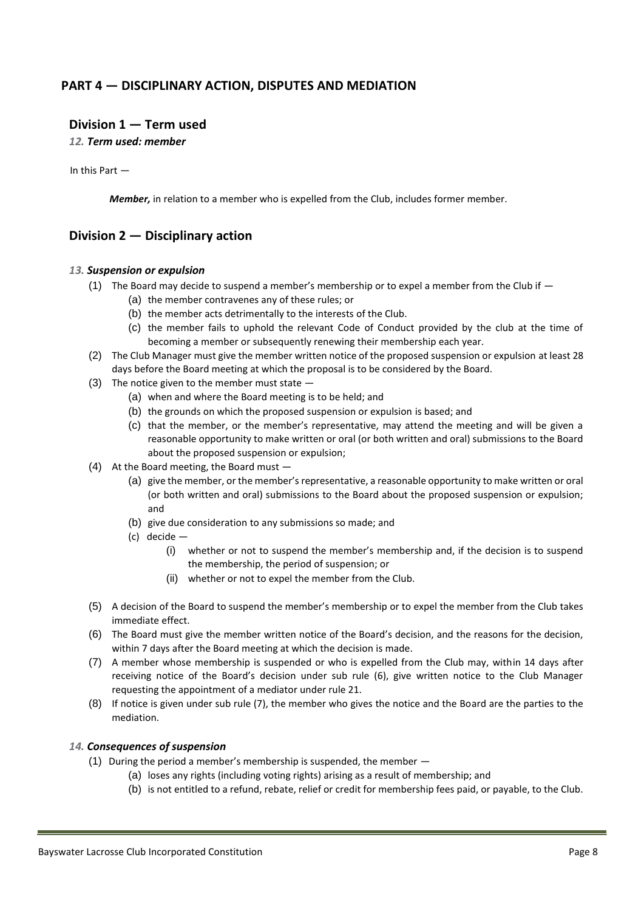## PART 4 — DISCIPLINARY ACTION, DISPUTES AND MEDIATION

### Division 1 — Term used

#### *12. Term used: member*

In this Part —

***Member,*** in relation to a member who is expelled from the Club, includes former member.

### Division 2 — Disciplinary action

#### *13. Suspension or expulsion*

(1) The Board may decide to suspend a member's membership or to expel a member from the Club if —

(a) the member contravenes any of these rules; or

(b) the member acts detrimentally to the interests of the Club.

(c) the member fails to uphold the relevant Code of Conduct provided by the club at the time of becoming a member or subsequently renewing their membership each year.

(2) The Club Manager must give the member written notice of the proposed suspension or expulsion at least 28 days before the Board meeting at which the proposal is to be considered by the Board.

(3) The notice given to the member must state —

(a) when and where the Board meeting is to be held; and

(b) the grounds on which the proposed suspension or expulsion is based; and

(c) that the member, or the member's representative, may attend the meeting and will be given a reasonable opportunity to make written or oral (or both written and oral) submissions to the Board about the proposed suspension or expulsion;

(4) At the Board meeting, the Board must —

(a) give the member, or the member's representative, a reasonable opportunity to make written or oral (or both written and oral) submissions to the Board about the proposed suspension or expulsion; and

(b) give due consideration to any submissions so made; and

(c) decide —

(i) whether or not to suspend the member's membership and, if the decision is to suspend the membership, the period of suspension; or

(ii) whether or not to expel the member from the Club.

(5) A decision of the Board to suspend the member's membership or to expel the member from the Club takes immediate effect.

(6) The Board must give the member written notice of the Board's decision, and the reasons for the decision, within 7 days after the Board meeting at which the decision is made.

(7) A member whose membership is suspended or who is expelled from the Club may, within 14 days after receiving notice of the Board's decision under sub rule (6), give written notice to the Club Manager requesting the appointment of a mediator under rule 21.

(8) If notice is given under sub rule (7), the member who gives the notice and the Board are the parties to the mediation.

#### *14. Consequences of suspension*

(1) During the period a member's membership is suspended, the member —

(a) loses any rights (including voting rights) arising as a result of membership; and

(b) is not entitled to a refund, rebate, relief or credit for membership fees paid, or payable, to the Club.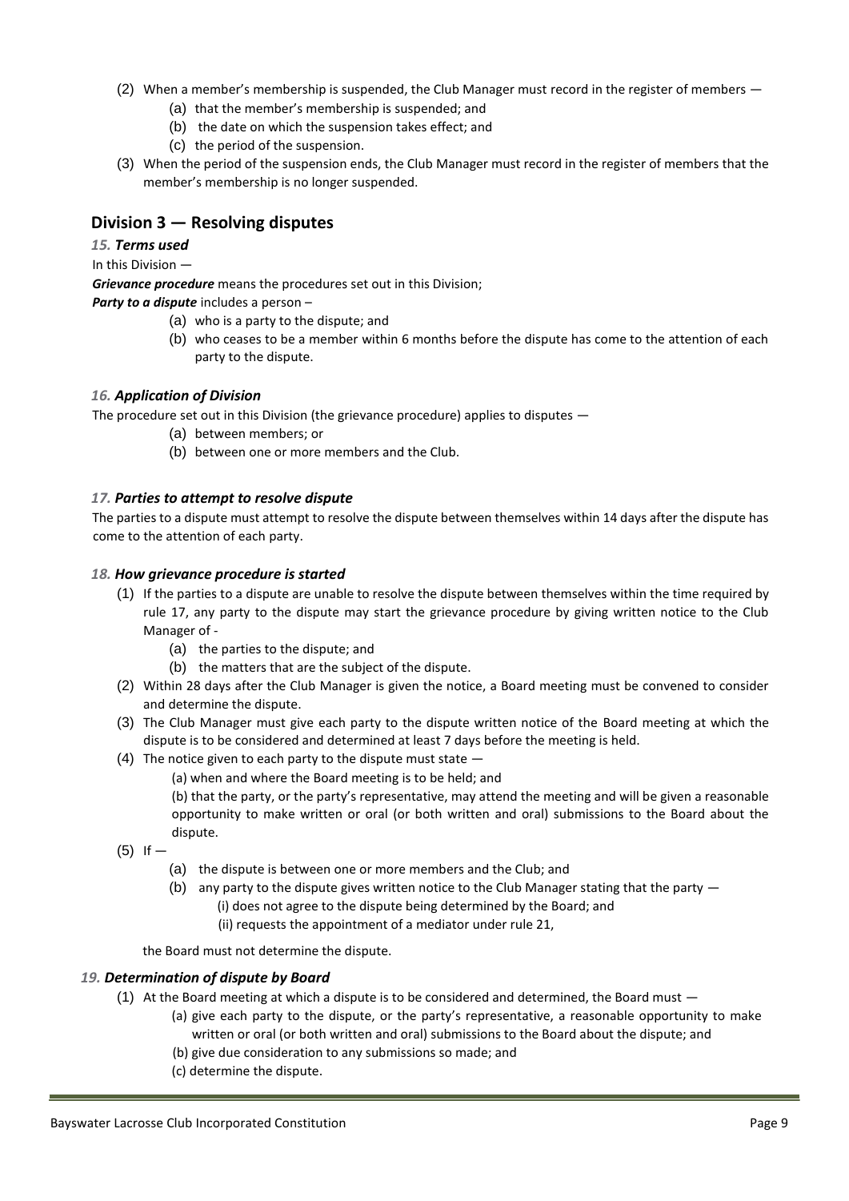(2) When a member's membership is suspended, the Club Manager must record in the register of members —

   (a) that the member's membership is suspended; and
   (b) the date on which the suspension takes effect; and
   (c) the period of the suspension.

(3) When the period of the suspension ends, the Club Manager must record in the register of members that the member's membership is no longer suspended.

## Division 3 — Resolving disputes

### *15. Terms used*

In this Division —

***Grievance procedure*** means the procedures set out in this Division;

***Party to a dispute*** includes a person –

   (a) who is a party to the dispute; and
   (b) who ceases to be a member within 6 months before the dispute has come to the attention of each party to the dispute.

### *16. Application of Division*

The procedure set out in this Division (the grievance procedure) applies to disputes —

   (a) between members; or
   (b) between one or more members and the Club.

### *17. Parties to attempt to resolve dispute*

The parties to a dispute must attempt to resolve the dispute between themselves within 14 days after the dispute has come to the attention of each party.

### *18. How grievance procedure is started*

(1) If the parties to a dispute are unable to resolve the dispute between themselves within the time required by rule 17, any party to the dispute may start the grievance procedure by giving written notice to the Club Manager of -

   (a) the parties to the dispute; and
   (b) the matters that are the subject of the dispute.

(2) Within 28 days after the Club Manager is given the notice, a Board meeting must be convened to consider and determine the dispute.

(3) The Club Manager must give each party to the dispute written notice of the Board meeting at which the dispute is to be considered and determined at least 7 days before the meeting is held.

(4) The notice given to each party to the dispute must state —

   (a) when and where the Board meeting is to be held; and

   (b) that the party, or the party's representative, may attend the meeting and will be given a reasonable opportunity to make written or oral (or both written and oral) submissions to the Board about the dispute.

(5) If —

   (a) the dispute is between one or more members and the Club; and
   (b) any party to the dispute gives written notice to the Club Manager stating that the party —
      (i) does not agree to the dispute being determined by the Board; and
      (ii) requests the appointment of a mediator under rule 21,

   the Board must not determine the dispute.

### *19. Determination of dispute by Board*

(1) At the Board meeting at which a dispute is to be considered and determined, the Board must —

   (a) give each party to the dispute, or the party's representative, a reasonable opportunity to make written or oral (or both written and oral) submissions to the Board about the dispute; and
   (b) give due consideration to any submissions so made; and
   (c) determine the dispute.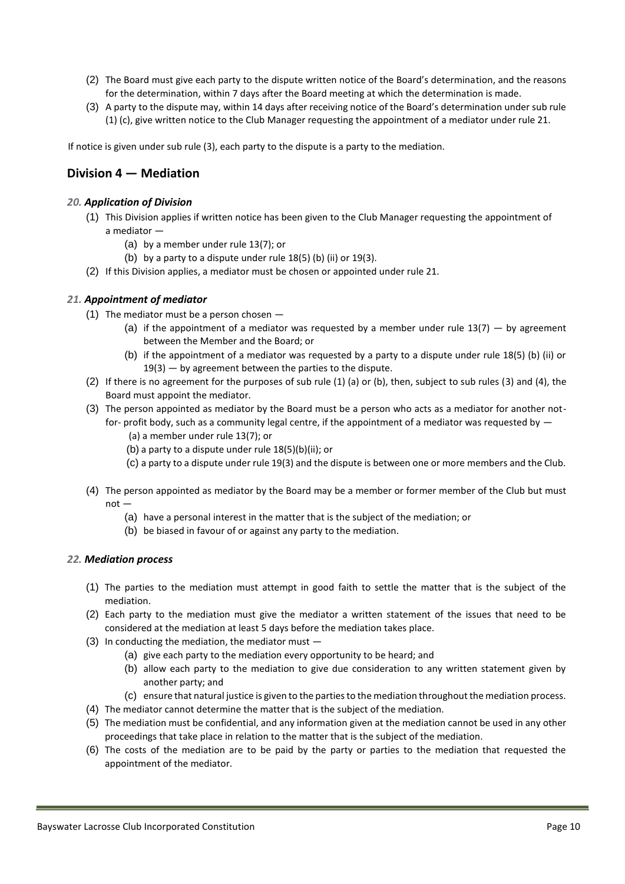(2) The Board must give each party to the dispute written notice of the Board's determination, and the reasons for the determination, within 7 days after the Board meeting at which the determination is made.

(3) A party to the dispute may, within 14 days after receiving notice of the Board's determination under sub rule (1) (c), give written notice to the Club Manager requesting the appointment of a mediator under rule 21.

If notice is given under sub rule (3), each party to the dispute is a party to the mediation.

## Division 4 — Mediation

### *20. Application of Division*

(1) This Division applies if written notice has been given to the Club Manager requesting the appointment of a mediator —

- (a) by a member under rule 13(7); or
- (b) by a party to a dispute under rule 18(5) (b) (ii) or 19(3).

(2) If this Division applies, a mediator must be chosen or appointed under rule 21.

### *21. Appointment of mediator*

(1) The mediator must be a person chosen —

- (a) if the appointment of a mediator was requested by a member under rule 13(7) — by agreement between the Member and the Board; or
- (b) if the appointment of a mediator was requested by a party to a dispute under rule 18(5) (b) (ii) or 19(3) — by agreement between the parties to the dispute.

(2) If there is no agreement for the purposes of sub rule (1) (a) or (b), then, subject to sub rules (3) and (4), the Board must appoint the mediator.

(3) The person appointed as mediator by the Board must be a person who acts as a mediator for another not-for- profit body, such as a community legal centre, if the appointment of a mediator was requested by —

- (a) a member under rule 13(7); or
- (b) a party to a dispute under rule 18(5)(b)(ii); or
- (c) a party to a dispute under rule 19(3) and the dispute is between one or more members and the Club.

(4) The person appointed as mediator by the Board may be a member or former member of the Club but must not —

- (a) have a personal interest in the matter that is the subject of the mediation; or
- (b) be biased in favour of or against any party to the mediation.

### *22. Mediation process*

(1) The parties to the mediation must attempt in good faith to settle the matter that is the subject of the mediation.

(2) Each party to the mediation must give the mediator a written statement of the issues that need to be considered at the mediation at least 5 days before the mediation takes place.

(3) In conducting the mediation, the mediator must —

- (a) give each party to the mediation every opportunity to be heard; and
- (b) allow each party to the mediation to give due consideration to any written statement given by another party; and
- (c) ensure that natural justice is given to the parties to the mediation throughout the mediation process.

(4) The mediator cannot determine the matter that is the subject of the mediation.

(5) The mediation must be confidential, and any information given at the mediation cannot be used in any other proceedings that take place in relation to the matter that is the subject of the mediation.

(6) The costs of the mediation are to be paid by the party or parties to the mediation that requested the appointment of the mediator.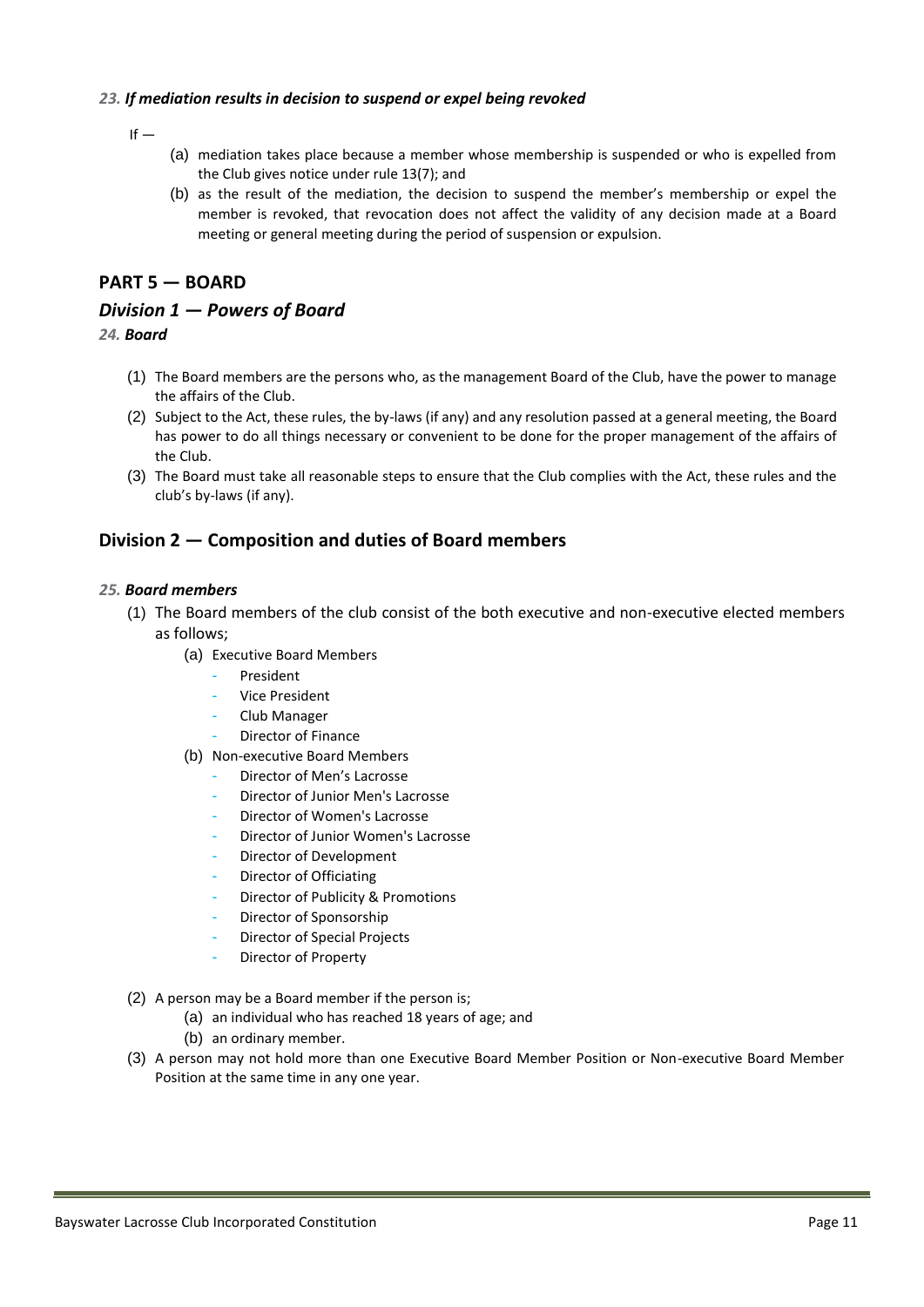#### *23. If mediation results in decision to suspend or expel being revoked*

If —

(a) mediation takes place because a member whose membership is suspended or who is expelled from the Club gives notice under rule 13(7); and

(b) as the result of the mediation, the decision to suspend the member's membership or expel the member is revoked, that revocation does not affect the validity of any decision made at a Board meeting or general meeting during the period of suspension or expulsion.

## PART 5 — BOARD

### *Division 1 — Powers of Board*

#### *24. Board*

(1) The Board members are the persons who, as the management Board of the Club, have the power to manage the affairs of the Club.

(2) Subject to the Act, these rules, the by-laws (if any) and any resolution passed at a general meeting, the Board has power to do all things necessary or convenient to be done for the proper management of the affairs of the Club.

(3) The Board must take all reasonable steps to ensure that the Club complies with the Act, these rules and the club's by-laws (if any).

### Division 2 — Composition and duties of Board members

#### *25. Board members*

(1) The Board members of the club consist of the both executive and non-executive elected members as follows;

(a) Executive Board Members
- President
- Vice President
- Club Manager
- Director of Finance

(b) Non-executive Board Members
- Director of Men's Lacrosse
- Director of Junior Men's Lacrosse
- Director of Women's Lacrosse
- Director of Junior Women's Lacrosse
- Director of Development
- Director of Officiating
- Director of Publicity & Promotions
- Director of Sponsorship
- Director of Special Projects
- Director of Property

(2) A person may be a Board member if the person is;

(a) an individual who has reached 18 years of age; and

(b) an ordinary member.

(3) A person may not hold more than one Executive Board Member Position or Non-executive Board Member Position at the same time in any one year.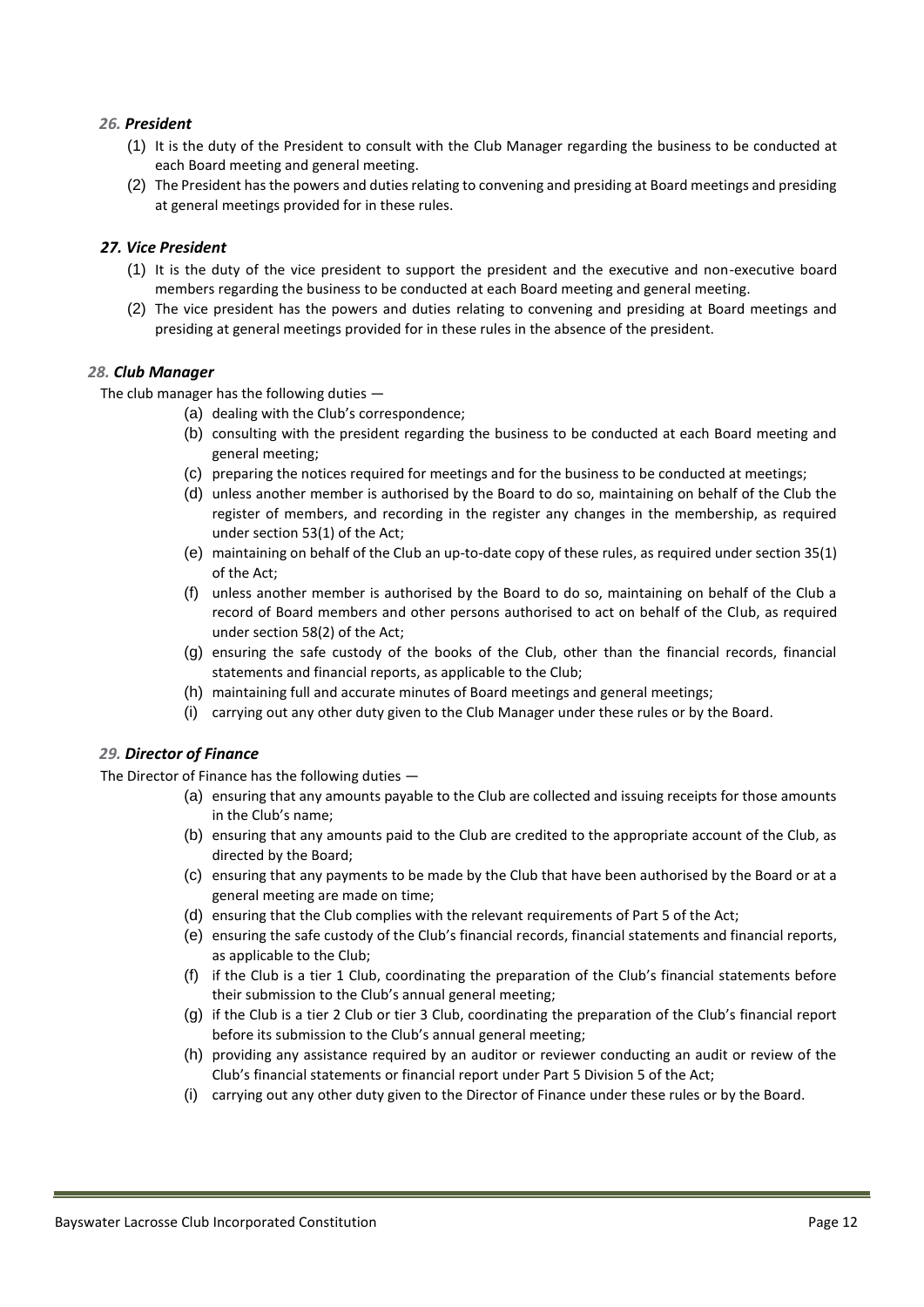### *26. President*

(1) It is the duty of the President to consult with the Club Manager regarding the business to be conducted at each Board meeting and general meeting.

(2) The President has the powers and duties relating to convening and presiding at Board meetings and presiding at general meetings provided for in these rules.

### *27. Vice President*

(1) It is the duty of the vice president to support the president and the executive and non-executive board members regarding the business to be conducted at each Board meeting and general meeting.

(2) The vice president has the powers and duties relating to convening and presiding at Board meetings and presiding at general meetings provided for in these rules in the absence of the president.

### *28. Club Manager*

The club manager has the following duties —

(a) dealing with the Club's correspondence;

(b) consulting with the president regarding the business to be conducted at each Board meeting and general meeting;

(c) preparing the notices required for meetings and for the business to be conducted at meetings;

(d) unless another member is authorised by the Board to do so, maintaining on behalf of the Club the register of members, and recording in the register any changes in the membership, as required under section 53(1) of the Act;

(e) maintaining on behalf of the Club an up-to-date copy of these rules, as required under section 35(1) of the Act;

(f) unless another member is authorised by the Board to do so, maintaining on behalf of the Club a record of Board members and other persons authorised to act on behalf of the Club, as required under section 58(2) of the Act;

(g) ensuring the safe custody of the books of the Club, other than the financial records, financial statements and financial reports, as applicable to the Club;

(h) maintaining full and accurate minutes of Board meetings and general meetings;

(i) carrying out any other duty given to the Club Manager under these rules or by the Board.

### *29. Director of Finance*

The Director of Finance has the following duties —

(a) ensuring that any amounts payable to the Club are collected and issuing receipts for those amounts in the Club's name;

(b) ensuring that any amounts paid to the Club are credited to the appropriate account of the Club, as directed by the Board;

(c) ensuring that any payments to be made by the Club that have been authorised by the Board or at a general meeting are made on time;

(d) ensuring that the Club complies with the relevant requirements of Part 5 of the Act;

(e) ensuring the safe custody of the Club's financial records, financial statements and financial reports, as applicable to the Club;

(f) if the Club is a tier 1 Club, coordinating the preparation of the Club's financial statements before their submission to the Club's annual general meeting;

(g) if the Club is a tier 2 Club or tier 3 Club, coordinating the preparation of the Club's financial report before its submission to the Club's annual general meeting;

(h) providing any assistance required by an auditor or reviewer conducting an audit or review of the Club's financial statements or financial report under Part 5 Division 5 of the Act;

(i) carrying out any other duty given to the Director of Finance under these rules or by the Board.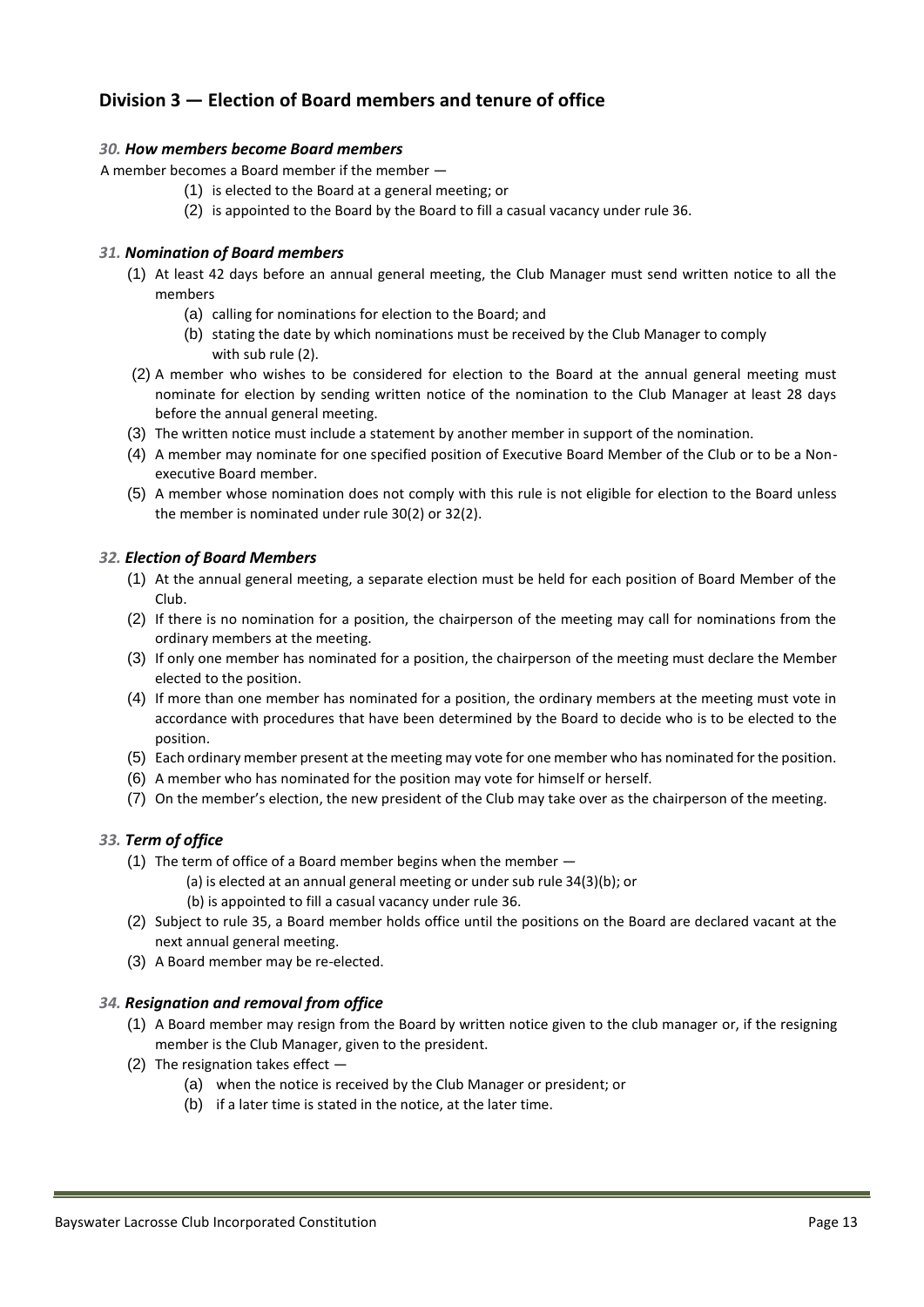## Division 3 — Election of Board members and tenure of office

### *30. How members become Board members*

A member becomes a Board member if the member —

(1) is elected to the Board at a general meeting; or

(2) is appointed to the Board by the Board to fill a casual vacancy under rule 36.

### *31. Nomination of Board members*

(1) At least 42 days before an annual general meeting, the Club Manager must send written notice to all the members

(a) calling for nominations for election to the Board; and

(b) stating the date by which nominations must be received by the Club Manager to comply with sub rule (2).

(2) A member who wishes to be considered for election to the Board at the annual general meeting must nominate for election by sending written notice of the nomination to the Club Manager at least 28 days before the annual general meeting.

(3) The written notice must include a statement by another member in support of the nomination.

(4) A member may nominate for one specified position of Executive Board Member of the Club or to be a Non-executive Board member.

(5) A member whose nomination does not comply with this rule is not eligible for election to the Board unless the member is nominated under rule 30(2) or 32(2).

### *32. Election of Board Members*

(1) At the annual general meeting, a separate election must be held for each position of Board Member of the Club.

(2) If there is no nomination for a position, the chairperson of the meeting may call for nominations from the ordinary members at the meeting.

(3) If only one member has nominated for a position, the chairperson of the meeting must declare the Member elected to the position.

(4) If more than one member has nominated for a position, the ordinary members at the meeting must vote in accordance with procedures that have been determined by the Board to decide who is to be elected to the position.

(5) Each ordinary member present at the meeting may vote for one member who has nominated for the position.

(6) A member who has nominated for the position may vote for himself or herself.

(7) On the member's election, the new president of the Club may take over as the chairperson of the meeting.

### *33. Term of office*

(1) The term of office of a Board member begins when the member —

(a) is elected at an annual general meeting or under sub rule 34(3)(b); or

(b) is appointed to fill a casual vacancy under rule 36.

(2) Subject to rule 35, a Board member holds office until the positions on the Board are declared vacant at the next annual general meeting.

(3) A Board member may be re-elected.

### *34. Resignation and removal from office*

(1) A Board member may resign from the Board by written notice given to the club manager or, if the resigning member is the Club Manager, given to the president.

(2) The resignation takes effect —

(a) when the notice is received by the Club Manager or president; or

(b) if a later time is stated in the notice, at the later time.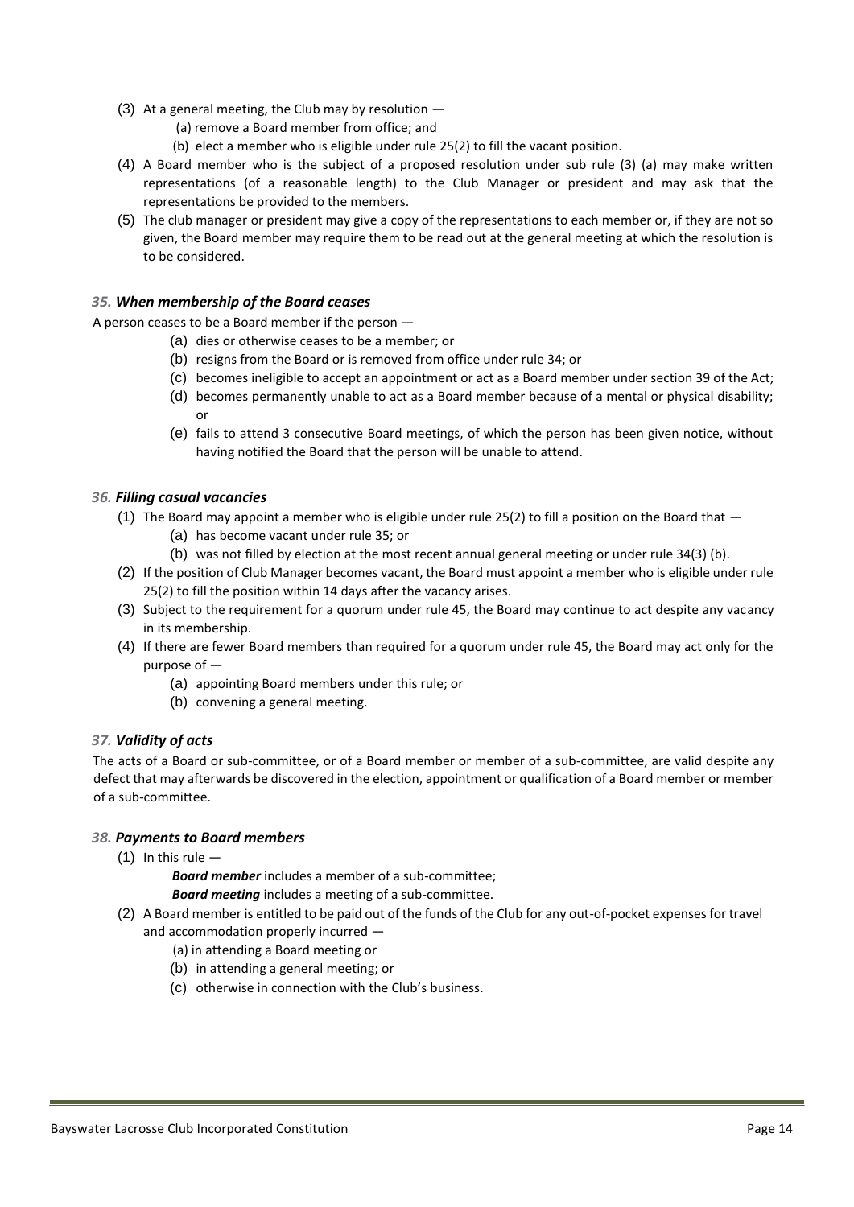(3) At a general meeting, the Club may by resolution —

(a) remove a Board member from office; and

(b) elect a member who is eligible under rule 25(2) to fill the vacant position.

(4) A Board member who is the subject of a proposed resolution under sub rule (3) (a) may make written representations (of a reasonable length) to the Club Manager or president and may ask that the representations be provided to the members.

(5) The club manager or president may give a copy of the representations to each member or, if they are not so given, the Board member may require them to be read out at the general meeting at which the resolution is to be considered.

### *35. When membership of the Board ceases*

A person ceases to be a Board member if the person —

(a) dies or otherwise ceases to be a member; or

(b) resigns from the Board or is removed from office under rule 34; or

(c) becomes ineligible to accept an appointment or act as a Board member under section 39 of the Act;

(d) becomes permanently unable to act as a Board member because of a mental or physical disability; or

(e) fails to attend 3 consecutive Board meetings, of which the person has been given notice, without having notified the Board that the person will be unable to attend.

### *36. Filling casual vacancies*

(1) The Board may appoint a member who is eligible under rule 25(2) to fill a position on the Board that —

(a) has become vacant under rule 35; or

(b) was not filled by election at the most recent annual general meeting or under rule 34(3) (b).

(2) If the position of Club Manager becomes vacant, the Board must appoint a member who is eligible under rule 25(2) to fill the position within 14 days after the vacancy arises.

(3) Subject to the requirement for a quorum under rule 45, the Board may continue to act despite any vacancy in its membership.

(4) If there are fewer Board members than required for a quorum under rule 45, the Board may act only for the purpose of —

(a) appointing Board members under this rule; or

(b) convening a general meeting.

### *37. Validity of acts*

The acts of a Board or sub-committee, or of a Board member or member of a sub-committee, are valid despite any defect that may afterwards be discovered in the election, appointment or qualification of a Board member or member of a sub-committee.

### *38. Payments to Board members*

(1) In this rule —

***Board member*** includes a member of a sub-committee;

***Board meeting*** includes a meeting of a sub-committee.

(2) A Board member is entitled to be paid out of the funds of the Club for any out-of-pocket expenses for travel and accommodation properly incurred —

(a) in attending a Board meeting or

(b) in attending a general meeting; or

(c) otherwise in connection with the Club's business.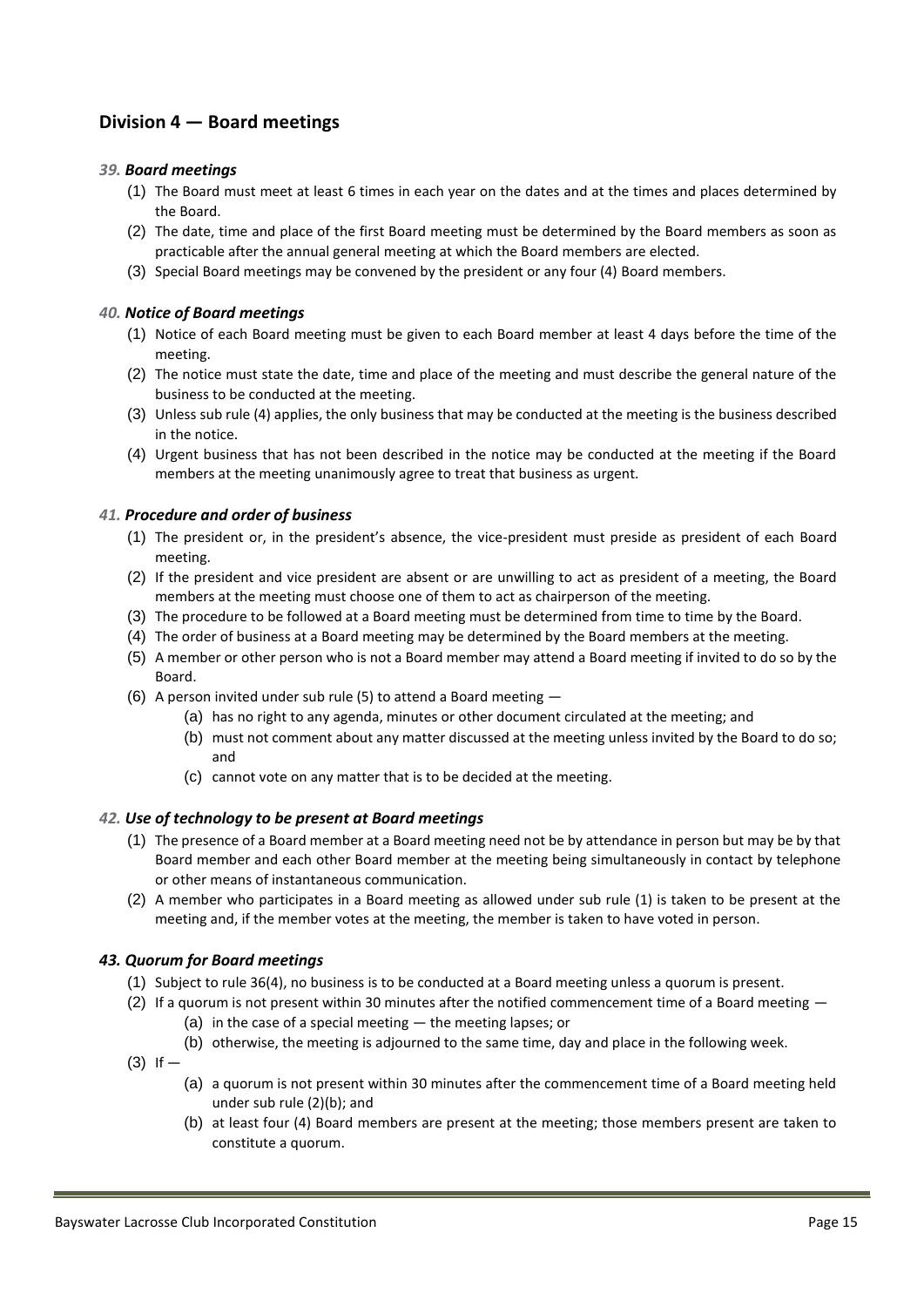## Division 4 — Board meetings

### *39. Board meetings*

(1) The Board must meet at least 6 times in each year on the dates and at the times and places determined by the Board.

(2) The date, time and place of the first Board meeting must be determined by the Board members as soon as practicable after the annual general meeting at which the Board members are elected.

(3) Special Board meetings may be convened by the president or any four (4) Board members.

### *40. Notice of Board meetings*

(1) Notice of each Board meeting must be given to each Board member at least 4 days before the time of the meeting.

(2) The notice must state the date, time and place of the meeting and must describe the general nature of the business to be conducted at the meeting.

(3) Unless sub rule (4) applies, the only business that may be conducted at the meeting is the business described in the notice.

(4) Urgent business that has not been described in the notice may be conducted at the meeting if the Board members at the meeting unanimously agree to treat that business as urgent.

### *41. Procedure and order of business*

(1) The president or, in the president's absence, the vice-president must preside as president of each Board meeting.

(2) If the president and vice president are absent or are unwilling to act as president of a meeting, the Board members at the meeting must choose one of them to act as chairperson of the meeting.

(3) The procedure to be followed at a Board meeting must be determined from time to time by the Board.

(4) The order of business at a Board meeting may be determined by the Board members at the meeting.

(5) A member or other person who is not a Board member may attend a Board meeting if invited to do so by the Board.

(6) A person invited under sub rule (5) to attend a Board meeting —

  (a) has no right to any agenda, minutes or other document circulated at the meeting; and

  (b) must not comment about any matter discussed at the meeting unless invited by the Board to do so; and

  (c) cannot vote on any matter that is to be decided at the meeting.

### *42. Use of technology to be present at Board meetings*

(1) The presence of a Board member at a Board meeting need not be by attendance in person but may be by that Board member and each other Board member at the meeting being simultaneously in contact by telephone or other means of instantaneous communication.

(2) A member who participates in a Board meeting as allowed under sub rule (1) is taken to be present at the meeting and, if the member votes at the meeting, the member is taken to have voted in person.

### *43. Quorum for Board meetings*

(1) Subject to rule 36(4), no business is to be conducted at a Board meeting unless a quorum is present.

(2) If a quorum is not present within 30 minutes after the notified commencement time of a Board meeting —

  (a) in the case of a special meeting — the meeting lapses; or

  (b) otherwise, the meeting is adjourned to the same time, day and place in the following week.

(3) If —

  (a) a quorum is not present within 30 minutes after the commencement time of a Board meeting held under sub rule (2)(b); and

  (b) at least four (4) Board members are present at the meeting; those members present are taken to constitute a quorum.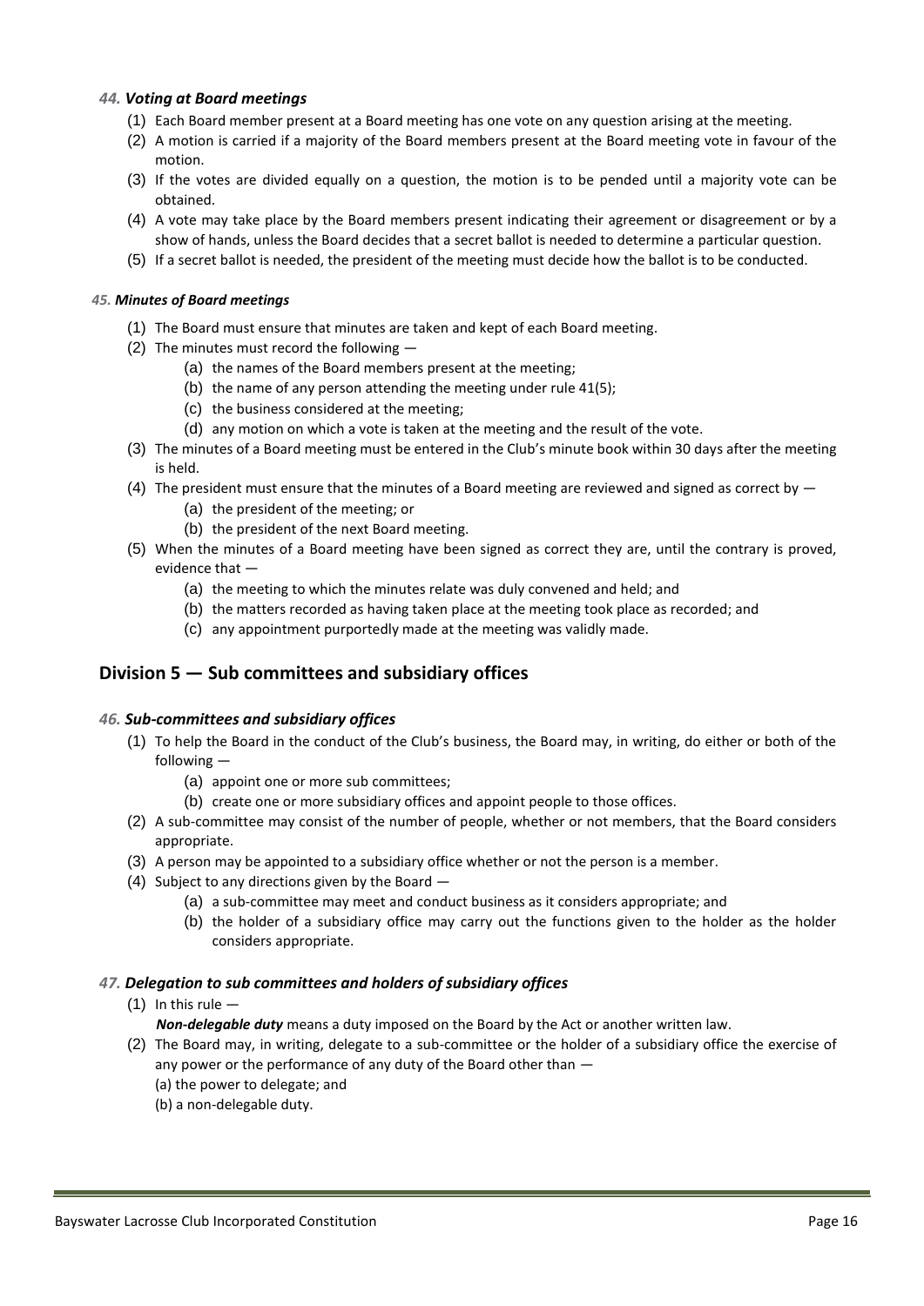### *44. Voting at Board meetings*

(1) Each Board member present at a Board meeting has one vote on any question arising at the meeting.

(2) A motion is carried if a majority of the Board members present at the Board meeting vote in favour of the motion.

(3) If the votes are divided equally on a question, the motion is to be pended until a majority vote can be obtained.

(4) A vote may take place by the Board members present indicating their agreement or disagreement or by a show of hands, unless the Board decides that a secret ballot is needed to determine a particular question.

(5) If a secret ballot is needed, the president of the meeting must decide how the ballot is to be conducted.

### *45. Minutes of Board meetings*

(1) The Board must ensure that minutes are taken and kept of each Board meeting.

(2) The minutes must record the following —

- (a) the names of the Board members present at the meeting;
- (b) the name of any person attending the meeting under rule 41(5);
- (c) the business considered at the meeting;
- (d) any motion on which a vote is taken at the meeting and the result of the vote.

(3) The minutes of a Board meeting must be entered in the Club's minute book within 30 days after the meeting is held.

(4) The president must ensure that the minutes of a Board meeting are reviewed and signed as correct by —

- (a) the president of the meeting; or
- (b) the president of the next Board meeting.

(5) When the minutes of a Board meeting have been signed as correct they are, until the contrary is proved, evidence that —

- (a) the meeting to which the minutes relate was duly convened and held; and
- (b) the matters recorded as having taken place at the meeting took place as recorded; and
- (c) any appointment purportedly made at the meeting was validly made.

## Division 5 — Sub committees and subsidiary offices

### *46. Sub-committees and subsidiary offices*

(1) To help the Board in the conduct of the Club's business, the Board may, in writing, do either or both of the following —

- (a) appoint one or more sub committees;
- (b) create one or more subsidiary offices and appoint people to those offices.

(2) A sub-committee may consist of the number of people, whether or not members, that the Board considers appropriate.

(3) A person may be appointed to a subsidiary office whether or not the person is a member.

(4) Subject to any directions given by the Board —

- (a) a sub-committee may meet and conduct business as it considers appropriate; and
- (b) the holder of a subsidiary office may carry out the functions given to the holder as the holder considers appropriate.

### *47. Delegation to sub committees and holders of subsidiary offices*

(1) In this rule —

***Non-delegable duty*** means a duty imposed on the Board by the Act or another written law.

(2) The Board may, in writing, delegate to a sub-committee or the holder of a subsidiary office the exercise of any power or the performance of any duty of the Board other than —

(a) the power to delegate; and

(b) a non-delegable duty.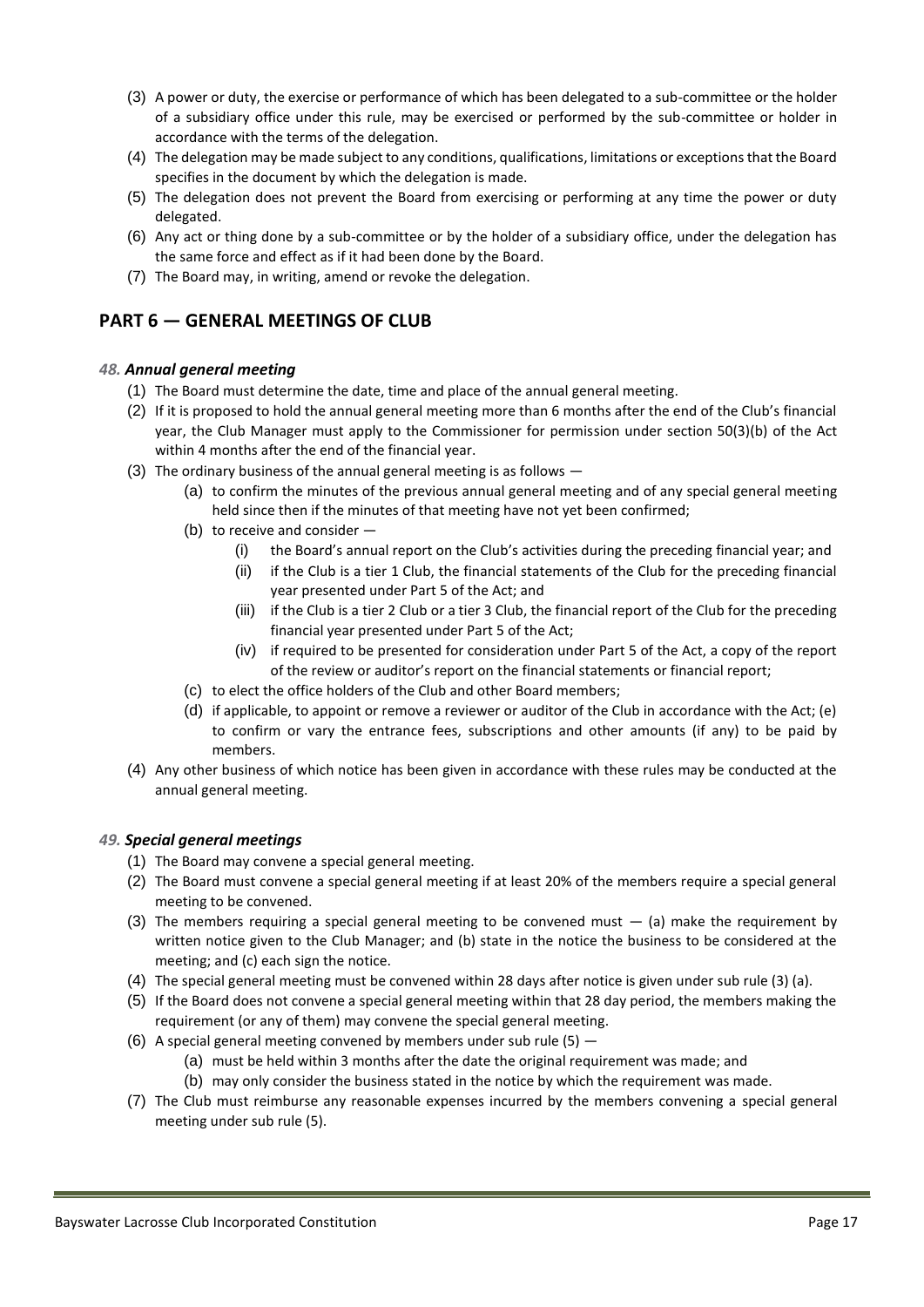(3) A power or duty, the exercise or performance of which has been delegated to a sub-committee or the holder of a subsidiary office under this rule, may be exercised or performed by the sub-committee or holder in accordance with the terms of the delegation.

(4) The delegation may be made subject to any conditions, qualifications, limitations or exceptions that the Board specifies in the document by which the delegation is made.

(5) The delegation does not prevent the Board from exercising or performing at any time the power or duty delegated.

(6) Any act or thing done by a sub-committee or by the holder of a subsidiary office, under the delegation has the same force and effect as if it had been done by the Board.

(7) The Board may, in writing, amend or revoke the delegation.

## PART 6 — GENERAL MEETINGS OF CLUB

### *48. Annual general meeting*

(1) The Board must determine the date, time and place of the annual general meeting.

(2) If it is proposed to hold the annual general meeting more than 6 months after the end of the Club's financial year, the Club Manager must apply to the Commissioner for permission under section 50(3)(b) of the Act within 4 months after the end of the financial year.

(3) The ordinary business of the annual general meeting is as follows —

- (a) to confirm the minutes of the previous annual general meeting and of any special general meeting held since then if the minutes of that meeting have not yet been confirmed;
- (b) to receive and consider —
  - (i) the Board's annual report on the Club's activities during the preceding financial year; and
  - (ii) if the Club is a tier 1 Club, the financial statements of the Club for the preceding financial year presented under Part 5 of the Act; and
  - (iii) if the Club is a tier 2 Club or a tier 3 Club, the financial report of the Club for the preceding financial year presented under Part 5 of the Act;
  - (iv) if required to be presented for consideration under Part 5 of the Act, a copy of the report of the review or auditor's report on the financial statements or financial report;
- (c) to elect the office holders of the Club and other Board members;
- (d) if applicable, to appoint or remove a reviewer or auditor of the Club in accordance with the Act; (e) to confirm or vary the entrance fees, subscriptions and other amounts (if any) to be paid by members.

(4) Any other business of which notice has been given in accordance with these rules may be conducted at the annual general meeting.

### *49. Special general meetings*

(1) The Board may convene a special general meeting.

(2) The Board must convene a special general meeting if at least 20% of the members require a special general meeting to be convened.

(3) The members requiring a special general meeting to be convened must — (a) make the requirement by written notice given to the Club Manager; and (b) state in the notice the business to be considered at the meeting; and (c) each sign the notice.

(4) The special general meeting must be convened within 28 days after notice is given under sub rule (3) (a).

(5) If the Board does not convene a special general meeting within that 28 day period, the members making the requirement (or any of them) may convene the special general meeting.

(6) A special general meeting convened by members under sub rule (5) —

- (a) must be held within 3 months after the date the original requirement was made; and
- (b) may only consider the business stated in the notice by which the requirement was made.

(7) The Club must reimburse any reasonable expenses incurred by the members convening a special general meeting under sub rule (5).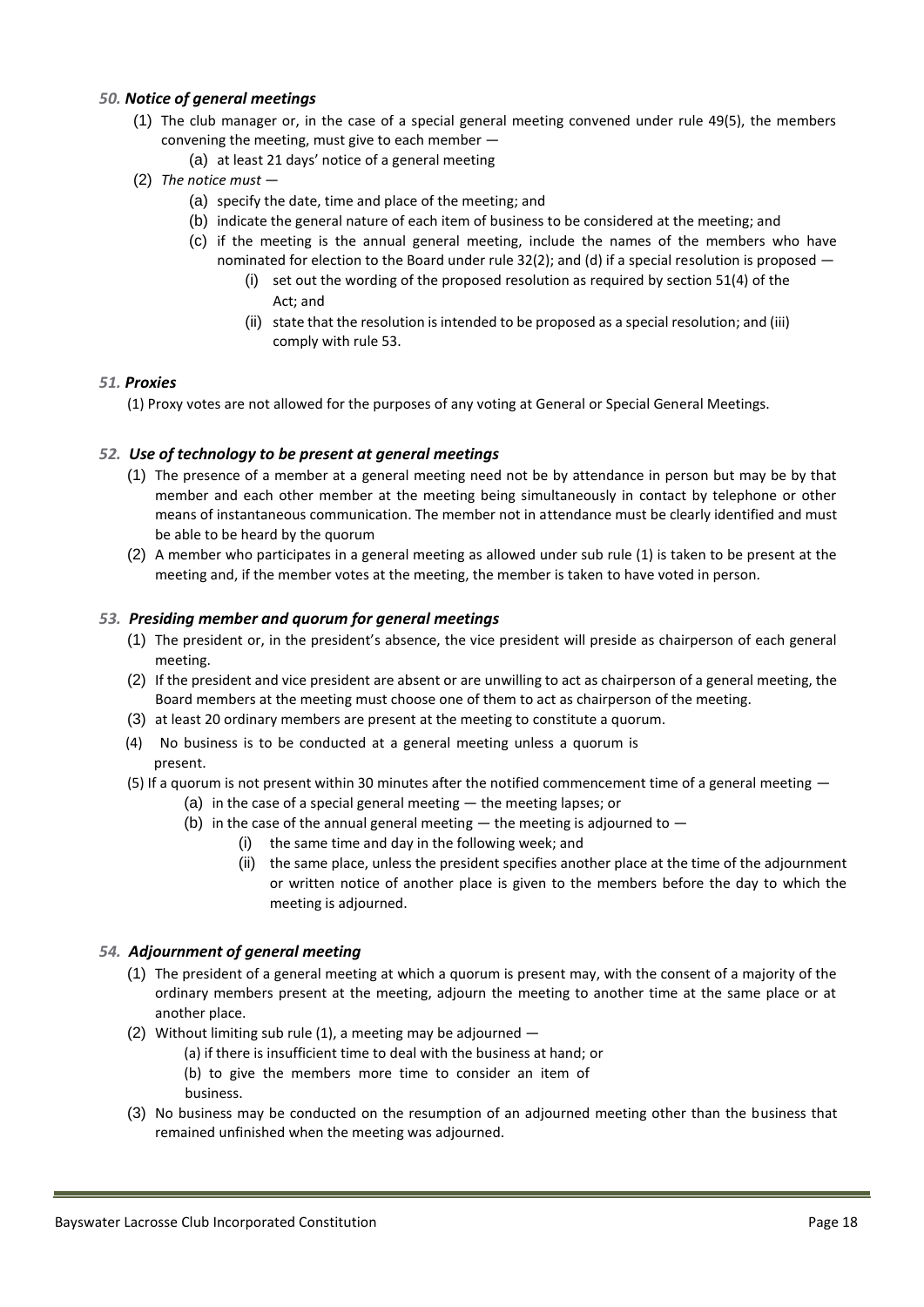### *50. Notice of general meetings*

(1) The club manager or, in the case of a special general meeting convened under rule 49(5), the members convening the meeting, must give to each member —

(a) at least 21 days' notice of a general meeting

(2) *The notice must* —

(a) specify the date, time and place of the meeting; and

(b) indicate the general nature of each item of business to be considered at the meeting; and

(c) if the meeting is the annual general meeting, include the names of the members who have nominated for election to the Board under rule 32(2); and (d) if a special resolution is proposed —

(i) set out the wording of the proposed resolution as required by section 51(4) of the Act; and

(ii) state that the resolution is intended to be proposed as a special resolution; and (iii) comply with rule 53.

### *51. Proxies*

(1) Proxy votes are not allowed for the purposes of any voting at General or Special General Meetings.

### *52. Use of technology to be present at general meetings*

(1) The presence of a member at a general meeting need not be by attendance in person but may be by that member and each other member at the meeting being simultaneously in contact by telephone or other means of instantaneous communication. The member not in attendance must be clearly identified and must be able to be heard by the quorum

(2) A member who participates in a general meeting as allowed under sub rule (1) is taken to be present at the meeting and, if the member votes at the meeting, the member is taken to have voted in person.

### *53. Presiding member and quorum for general meetings*

(1) The president or, in the president's absence, the vice president will preside as chairperson of each general meeting.

(2) If the president and vice president are absent or are unwilling to act as chairperson of a general meeting, the Board members at the meeting must choose one of them to act as chairperson of the meeting.

(3) at least 20 ordinary members are present at the meeting to constitute a quorum.

(4) No business is to be conducted at a general meeting unless a quorum is present.

(5) If a quorum is not present within 30 minutes after the notified commencement time of a general meeting —

(a) in the case of a special general meeting — the meeting lapses; or

(b) in the case of the annual general meeting — the meeting is adjourned to —

(i) the same time and day in the following week; and

(ii) the same place, unless the president specifies another place at the time of the adjournment or written notice of another place is given to the members before the day to which the meeting is adjourned.

### *54. Adjournment of general meeting*

(1) The president of a general meeting at which a quorum is present may, with the consent of a majority of the ordinary members present at the meeting, adjourn the meeting to another time at the same place or at another place.

(2) Without limiting sub rule (1), a meeting may be adjourned —

(a) if there is insufficient time to deal with the business at hand; or

(b) to give the members more time to consider an item of business.

(3) No business may be conducted on the resumption of an adjourned meeting other than the business that remained unfinished when the meeting was adjourned.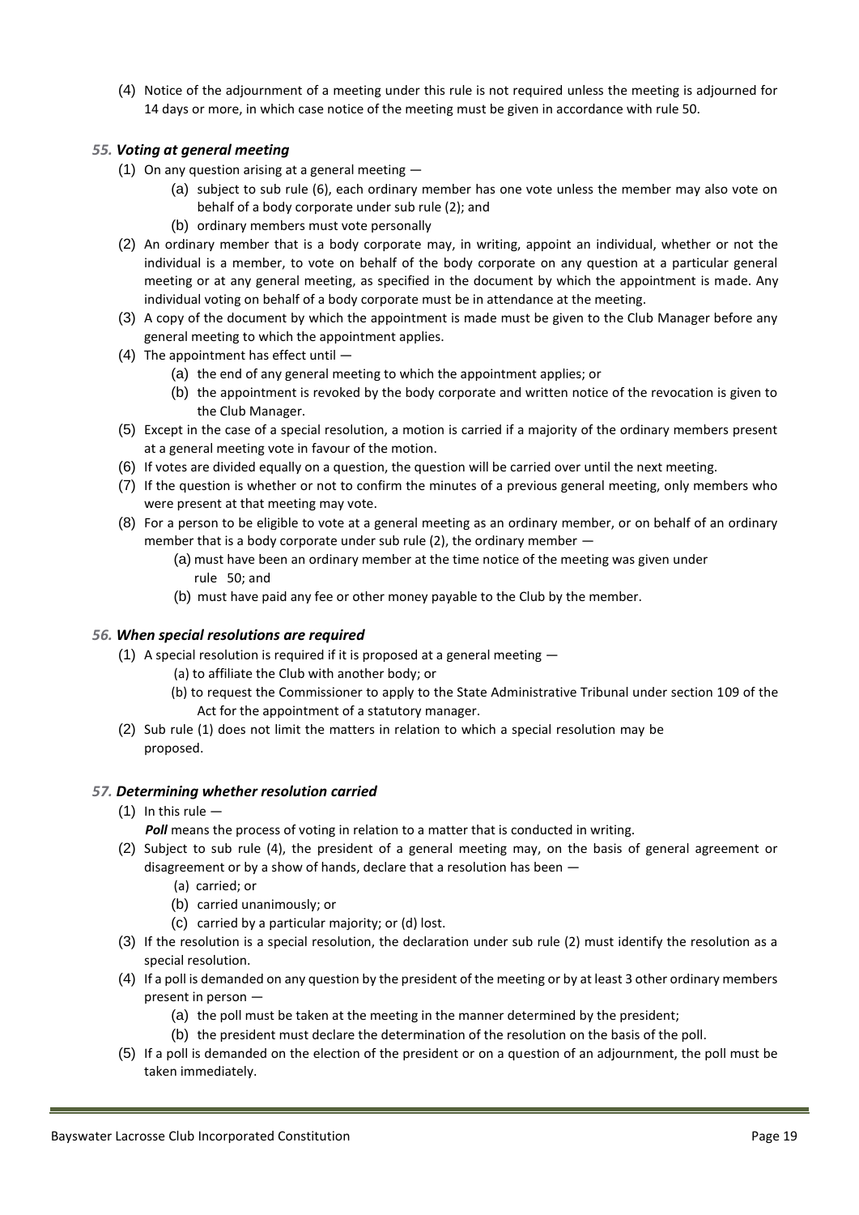(4) Notice of the adjournment of a meeting under this rule is not required unless the meeting is adjourned for 14 days or more, in which case notice of the meeting must be given in accordance with rule 50.

### *55. Voting at general meeting*

(1) On any question arising at a general meeting —

  (a) subject to sub rule (6), each ordinary member has one vote unless the member may also vote on behalf of a body corporate under sub rule (2); and

  (b) ordinary members must vote personally

(2) An ordinary member that is a body corporate may, in writing, appoint an individual, whether or not the individual is a member, to vote on behalf of the body corporate on any question at a particular general meeting or at any general meeting, as specified in the document by which the appointment is made. Any individual voting on behalf of a body corporate must be in attendance at the meeting.

(3) A copy of the document by which the appointment is made must be given to the Club Manager before any general meeting to which the appointment applies.

(4) The appointment has effect until —

  (a) the end of any general meeting to which the appointment applies; or

  (b) the appointment is revoked by the body corporate and written notice of the revocation is given to the Club Manager.

(5) Except in the case of a special resolution, a motion is carried if a majority of the ordinary members present at a general meeting vote in favour of the motion.

(6) If votes are divided equally on a question, the question will be carried over until the next meeting.

(7) If the question is whether or not to confirm the minutes of a previous general meeting, only members who were present at that meeting may vote.

(8) For a person to be eligible to vote at a general meeting as an ordinary member, or on behalf of an ordinary member that is a body corporate under sub rule (2), the ordinary member —

  (a) must have been an ordinary member at the time notice of the meeting was given under rule 50; and

  (b) must have paid any fee or other money payable to the Club by the member.

### *56. When special resolutions are required*

(1) A special resolution is required if it is proposed at a general meeting —

  (a) to affiliate the Club with another body; or

  (b) to request the Commissioner to apply to the State Administrative Tribunal under section 109 of the Act for the appointment of a statutory manager.

(2) Sub rule (1) does not limit the matters in relation to which a special resolution may be proposed.

### *57. Determining whether resolution carried*

(1) In this rule —

  ***Poll*** means the process of voting in relation to a matter that is conducted in writing.

(2) Subject to sub rule (4), the president of a general meeting may, on the basis of general agreement or disagreement or by a show of hands, declare that a resolution has been —

  (a) carried; or

  (b) carried unanimously; or

  (c) carried by a particular majority; or (d) lost.

(3) If the resolution is a special resolution, the declaration under sub rule (2) must identify the resolution as a special resolution.

(4) If a poll is demanded on any question by the president of the meeting or by at least 3 other ordinary members present in person —

  (a) the poll must be taken at the meeting in the manner determined by the president;

  (b) the president must declare the determination of the resolution on the basis of the poll.

(5) If a poll is demanded on the election of the president or on a question of an adjournment, the poll must be taken immediately.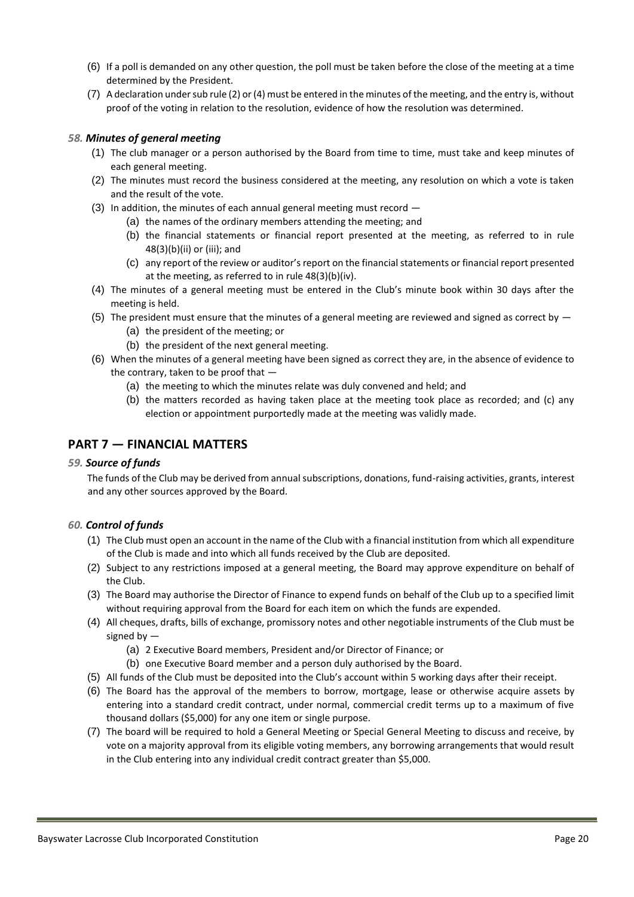(6) If a poll is demanded on any other question, the poll must be taken before the close of the meeting at a time determined by the President.

(7) A declaration under sub rule (2) or (4) must be entered in the minutes of the meeting, and the entry is, without proof of the voting in relation to the resolution, evidence of how the resolution was determined.

### *58. Minutes of general meeting*

(1) The club manager or a person authorised by the Board from time to time, must take and keep minutes of each general meeting.

(2) The minutes must record the business considered at the meeting, any resolution on which a vote is taken and the result of the vote.

(3) In addition, the minutes of each annual general meeting must record —

  (a) the names of the ordinary members attending the meeting; and

  (b) the financial statements or financial report presented at the meeting, as referred to in rule 48(3)(b)(ii) or (iii); and

  (c) any report of the review or auditor's report on the financial statements or financial report presented at the meeting, as referred to in rule 48(3)(b)(iv).

(4) The minutes of a general meeting must be entered in the Club's minute book within 30 days after the meeting is held.

(5) The president must ensure that the minutes of a general meeting are reviewed and signed as correct by —

  (a) the president of the meeting; or

  (b) the president of the next general meeting.

(6) When the minutes of a general meeting have been signed as correct they are, in the absence of evidence to the contrary, taken to be proof that —

  (a) the meeting to which the minutes relate was duly convened and held; and

  (b) the matters recorded as having taken place at the meeting took place as recorded; and (c) any election or appointment purportedly made at the meeting was validly made.

## PART 7 — FINANCIAL MATTERS

### *59. Source of funds*

The funds of the Club may be derived from annual subscriptions, donations, fund-raising activities, grants, interest and any other sources approved by the Board.

### *60. Control of funds*

(1) The Club must open an account in the name of the Club with a financial institution from which all expenditure of the Club is made and into which all funds received by the Club are deposited.

(2) Subject to any restrictions imposed at a general meeting, the Board may approve expenditure on behalf of the Club.

(3) The Board may authorise the Director of Finance to expend funds on behalf of the Club up to a specified limit without requiring approval from the Board for each item on which the funds are expended.

(4) All cheques, drafts, bills of exchange, promissory notes and other negotiable instruments of the Club must be signed by —

  (a) 2 Executive Board members, President and/or Director of Finance; or

  (b) one Executive Board member and a person duly authorised by the Board.

(5) All funds of the Club must be deposited into the Club's account within 5 working days after their receipt.

(6) The Board has the approval of the members to borrow, mortgage, lease or otherwise acquire assets by entering into a standard credit contract, under normal, commercial credit terms up to a maximum of five thousand dollars ($5,000) for any one item or single purpose.

(7) The board will be required to hold a General Meeting or Special General Meeting to discuss and receive, by vote on a majority approval from its eligible voting members, any borrowing arrangements that would result in the Club entering into any individual credit contract greater than $5,000.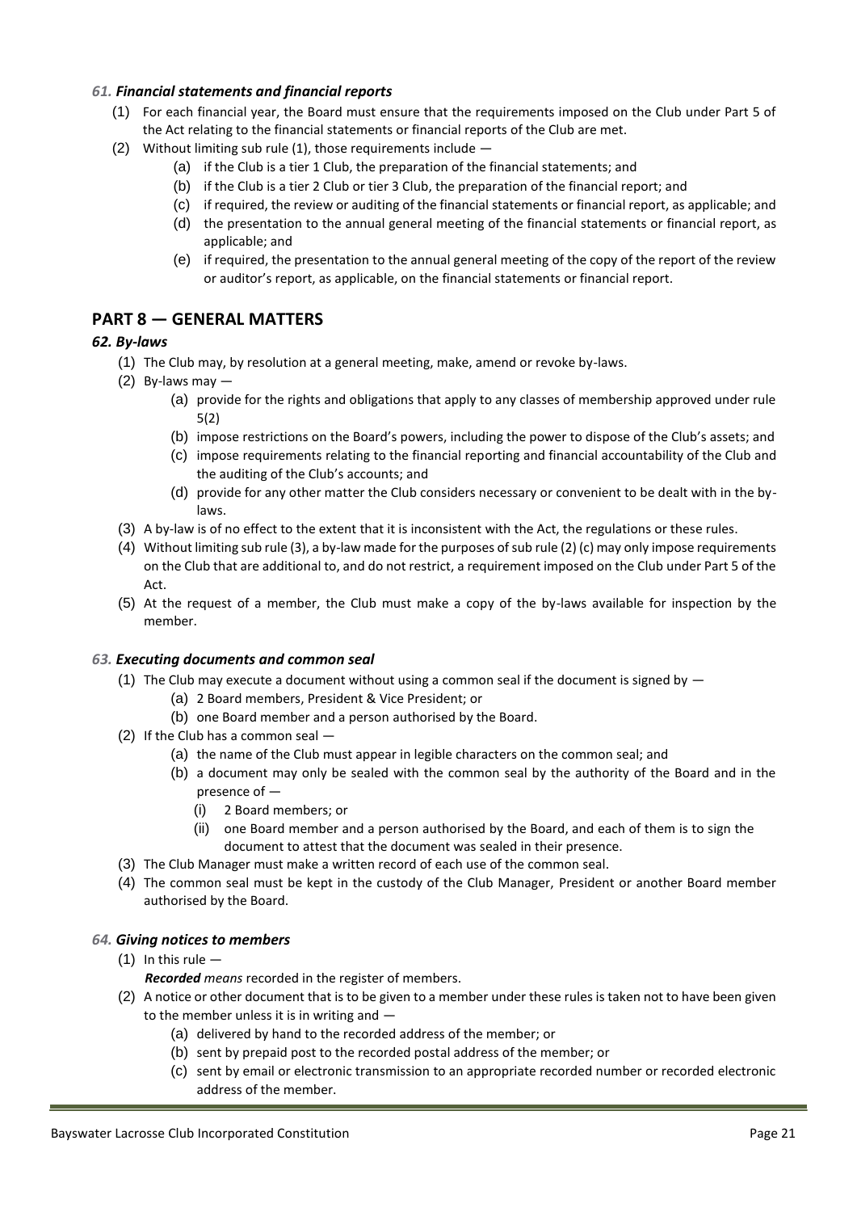### 61. *Financial statements and financial reports*

(1) For each financial year, the Board must ensure that the requirements imposed on the Club under Part 5 of the Act relating to the financial statements or financial reports of the Club are met.

(2) Without limiting sub rule (1), those requirements include —

- (a) if the Club is a tier 1 Club, the preparation of the financial statements; and
- (b) if the Club is a tier 2 Club or tier 3 Club, the preparation of the financial report; and
- (c) if required, the review or auditing of the financial statements or financial report, as applicable; and
- (d) the presentation to the annual general meeting of the financial statements or financial report, as applicable; and
- (e) if required, the presentation to the annual general meeting of the copy of the report of the review or auditor's report, as applicable, on the financial statements or financial report.

## PART 8 — GENERAL MATTERS

### 62. *By-laws*

(1) The Club may, by resolution at a general meeting, make, amend or revoke by-laws.

(2) By-laws may —

- (a) provide for the rights and obligations that apply to any classes of membership approved under rule 5(2)
- (b) impose restrictions on the Board's powers, including the power to dispose of the Club's assets; and
- (c) impose requirements relating to the financial reporting and financial accountability of the Club and the auditing of the Club's accounts; and
- (d) provide for any other matter the Club considers necessary or convenient to be dealt with in the by-laws.

(3) A by-law is of no effect to the extent that it is inconsistent with the Act, the regulations or these rules.

(4) Without limiting sub rule (3), a by-law made for the purposes of sub rule (2) (c) may only impose requirements on the Club that are additional to, and do not restrict, a requirement imposed on the Club under Part 5 of the Act.

(5) At the request of a member, the Club must make a copy of the by-laws available for inspection by the member.

### 63. *Executing documents and common seal*

(1) The Club may execute a document without using a common seal if the document is signed by —

- (a) 2 Board members, President & Vice President; or
- (b) one Board member and a person authorised by the Board.

(2) If the Club has a common seal —

- (a) the name of the Club must appear in legible characters on the common seal; and
- (b) a document may only be sealed with the common seal by the authority of the Board and in the presence of —
  - (i) 2 Board members; or
  - (ii) one Board member and a person authorised by the Board, and each of them is to sign the document to attest that the document was sealed in their presence.

(3) The Club Manager must make a written record of each use of the common seal.

(4) The common seal must be kept in the custody of the Club Manager, President or another Board member authorised by the Board.

### 64. *Giving notices to members*

(1) In this rule —

***Recorded*** *means* recorded in the register of members.

(2) A notice or other document that is to be given to a member under these rules is taken not to have been given to the member unless it is in writing and —

- (a) delivered by hand to the recorded address of the member; or
- (b) sent by prepaid post to the recorded postal address of the member; or
- (c) sent by email or electronic transmission to an appropriate recorded number or recorded electronic address of the member.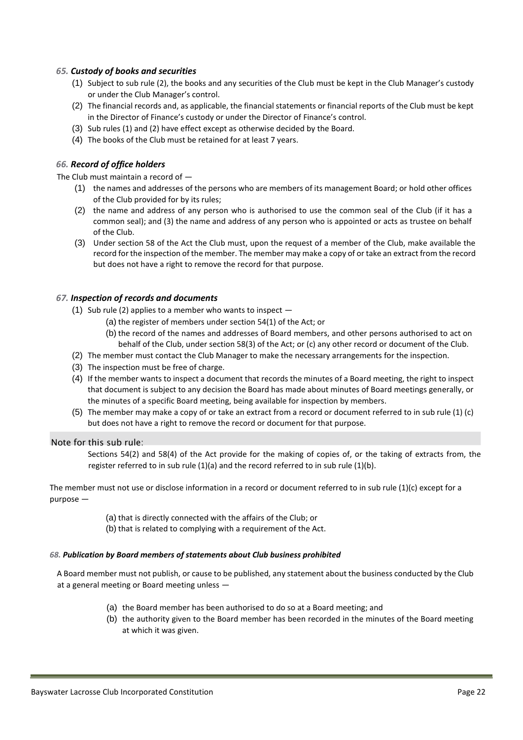### *65. Custody of books and securities*

(1) Subject to sub rule (2), the books and any securities of the Club must be kept in the Club Manager's custody or under the Club Manager's control.

(2) The financial records and, as applicable, the financial statements or financial reports of the Club must be kept in the Director of Finance's custody or under the Director of Finance's control.

(3) Sub rules (1) and (2) have effect except as otherwise decided by the Board.

(4) The books of the Club must be retained for at least 7 years.

### *66. Record of office holders*

The Club must maintain a record of —

(1) the names and addresses of the persons who are members of its management Board; or hold other offices of the Club provided for by its rules;

(2) the name and address of any person who is authorised to use the common seal of the Club (if it has a common seal); and (3) the name and address of any person who is appointed or acts as trustee on behalf of the Club.

(3) Under section 58 of the Act the Club must, upon the request of a member of the Club, make available the record for the inspection of the member. The member may make a copy of or take an extract from the record but does not have a right to remove the record for that purpose.

### *67. Inspection of records and documents*

(1) Sub rule (2) applies to a member who wants to inspect —

  (a) the register of members under section 54(1) of the Act; or

  (b) the record of the names and addresses of Board members, and other persons authorised to act on behalf of the Club, under section 58(3) of the Act; or (c) any other record or document of the Club.

(2) The member must contact the Club Manager to make the necessary arrangements for the inspection.

(3) The inspection must be free of charge.

(4) If the member wants to inspect a document that records the minutes of a Board meeting, the right to inspect that document is subject to any decision the Board has made about minutes of Board meetings generally, or the minutes of a specific Board meeting, being available for inspection by members.

(5) The member may make a copy of or take an extract from a record or document referred to in sub rule (1) (c) but does not have a right to remove the record or document for that purpose.

Note for this sub rule:

Sections 54(2) and 58(4) of the Act provide for the making of copies of, or the taking of extracts from, the register referred to in sub rule (1)(a) and the record referred to in sub rule (1)(b).

The member must not use or disclose information in a record or document referred to in sub rule (1)(c) except for a purpose —

  (a) that is directly connected with the affairs of the Club; or

  (b) that is related to complying with a requirement of the Act.

#### *68. Publication by Board members of statements about Club business prohibited*

A Board member must not publish, or cause to be published, any statement about the business conducted by the Club at a general meeting or Board meeting unless —

  (a) the Board member has been authorised to do so at a Board meeting; and

  (b) the authority given to the Board member has been recorded in the minutes of the Board meeting at which it was given.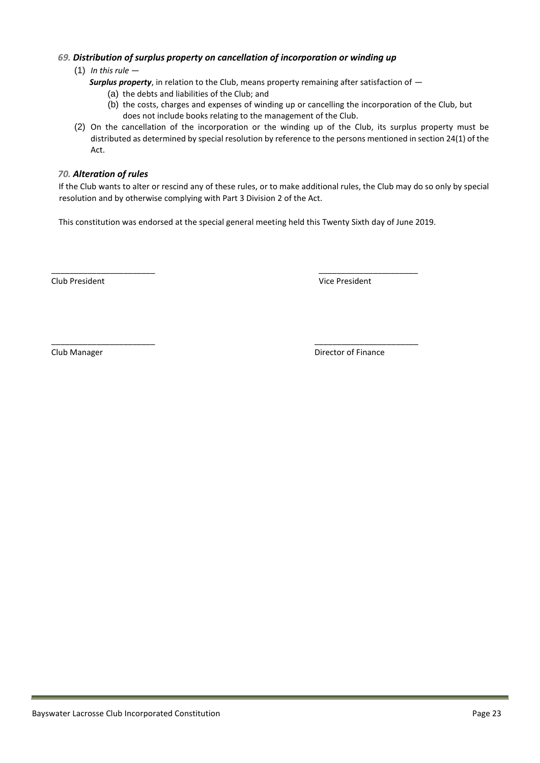### *69. Distribution of surplus property on cancellation of incorporation or winding up*

(1) *In this rule —*

***Surplus property***, in relation to the Club, means property remaining after satisfaction of —

(a) the debts and liabilities of the Club; and

(b) the costs, charges and expenses of winding up or cancelling the incorporation of the Club, but does not include books relating to the management of the Club.

(2) On the cancellation of the incorporation or the winding up of the Club, its surplus property must be distributed as determined by special resolution by reference to the persons mentioned in section 24(1) of the Act.

### *70. Alteration of rules*

If the Club wants to alter or rescind any of these rules, or to make additional rules, the Club may do so only by special resolution and by otherwise complying with Part 3 Division 2 of the Act.

This constitution was endorsed at the special general meeting held this Twenty Sixth day of June 2019.

_______________________
Club President

_______________________
Vice President

_______________________
Club Manager

_______________________
Director of Finance